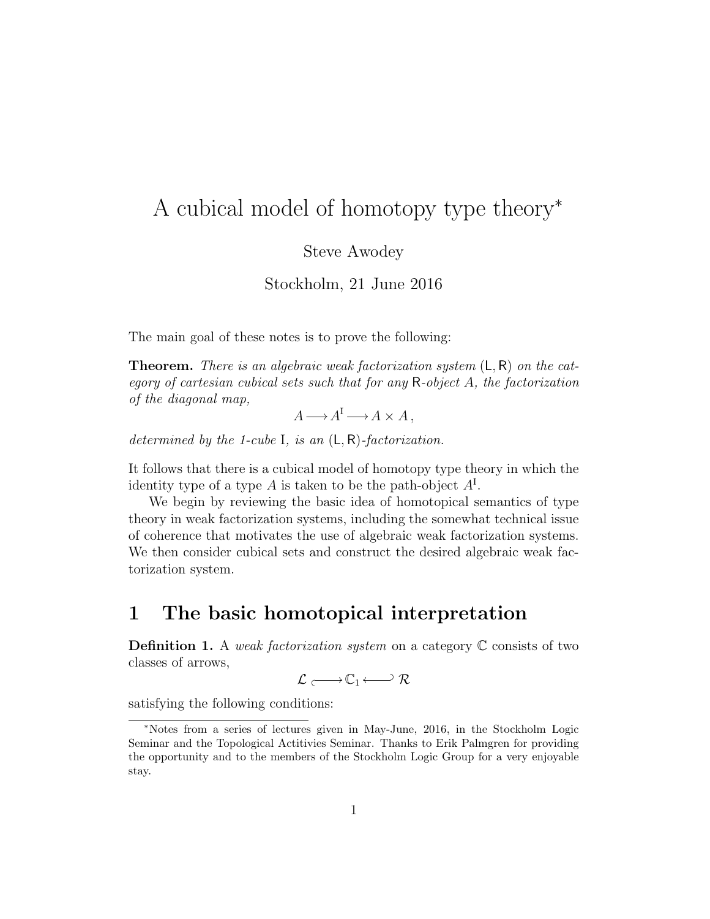# A cubical model of homotopy type theory*

Steve Awodey

Stockholm, 21 June 2016

The main goal of these notes is to prove the following:

**Theorem.** *There is an algebraic weak factorization system* $(\mathsf{L}, \mathsf{R})$ *on the category of cartesian cubical sets such that for any* $\mathsf{R}$*-object* $A$*, the factorization of the diagonal map,*

$$A \longrightarrow A^{\mathrm{I}} \longrightarrow A \times A\,,$$

*determined by the 1-cube* $\mathrm{I}$*, is an* $(\mathsf{L}, \mathsf{R})$*-factorization.*

It follows that there is a cubical model of homotopy type theory in which the identity type of a type $A$ is taken to be the path-object $A^{\mathrm{I}}$.

We begin by reviewing the basic idea of homotopical semantics of type theory in weak factorization systems, including the somewhat technical issue of coherence that motivates the use of algebraic weak factorization systems. We then consider cubical sets and construct the desired algebraic weak factorization system.

## 1 The basic homotopical interpretation

**Definition 1.** A *weak factorization system* on a category $\mathbb{C}$ consists of two classes of arrows,

$$\mathcal{L} \hookrightarrow \mathbb{C}_1 \hookleftarrow \mathcal{R}$$

satisfying the following conditions:

---

*Notes from a series of lectures given in May-June, 2016, in the Stockholm Logic Seminar and the Topological Actitivies Seminar. Thanks to Erik Palmgren for providing the opportunity and to the members of the Stockholm Logic Group for a very enjoyable stay.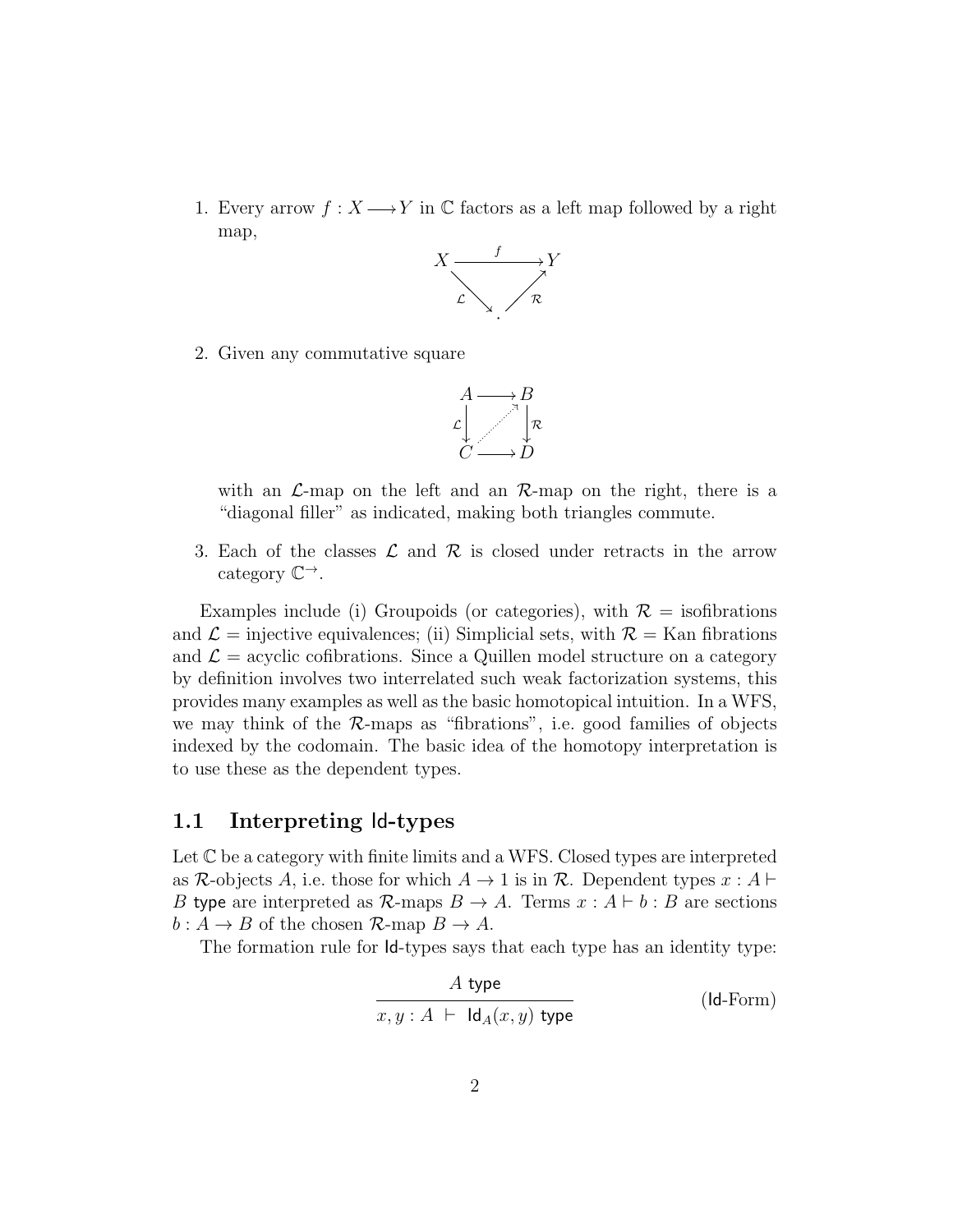1. Every arrow $f : X \longrightarrow Y$ in $\mathbb{C}$ factors as a left map followed by a right map,

$$\begin{array}{ccc} X & \xrightarrow{f} & Y \\ & {\scriptstyle\mathcal{L}}\searrow \quad \nearrow{\scriptstyle\mathcal{R}} & \\ & \cdot & \end{array}$$

2. Given any commutative square

$$\begin{array}{ccc} A & \longrightarrow & B \\ {\scriptstyle\mathcal{L}}\downarrow & \nearrow & \downarrow{\scriptstyle\mathcal{R}} \\ C & \longrightarrow & D \end{array}$$

   with an $\mathcal{L}$-map on the left and an $\mathcal{R}$-map on the right, there is a "diagonal filler" as indicated, making both triangles commute.

3. Each of the classes $\mathcal{L}$ and $\mathcal{R}$ is closed under retracts in the arrow category $\mathbb{C}^{\rightarrow}$.

Examples include (i) Groupoids (or categories), with $\mathcal{R}$ = isofibrations and $\mathcal{L}$ = injective equivalences; (ii) Simplicial sets, with $\mathcal{R}$ = Kan fibrations and $\mathcal{L}$ = acyclic cofibrations. Since a Quillen model structure on a category by definition involves two interrelated such weak factorization systems, this provides many examples as well as the basic homotopical intuition. In a WFS, we may think of the $\mathcal{R}$-maps as "fibrations", i.e. good families of objects indexed by the codomain. The basic idea of the homotopy interpretation is to use these as the dependent types.

## 1.1 Interpreting Id-types

Let $\mathbb{C}$ be a category with finite limits and a WFS. Closed types are interpreted as $\mathcal{R}$-objects $A$, i.e. those for which $A \to 1$ is in $\mathcal{R}$. Dependent types $x : A \vdash B$ type are interpreted as $\mathcal{R}$-maps $B \to A$. Terms $x : A \vdash b : B$ are sections $b : A \to B$ of the chosen $\mathcal{R}$-map $B \to A$.

The formation rule for Id-types says that each type has an identity type:

$$\frac{A \ \mathsf{type}}{x, y : A \ \vdash \ \mathsf{Id}_A(x, y) \ \mathsf{type}} \qquad \text{(Id-Form)}$$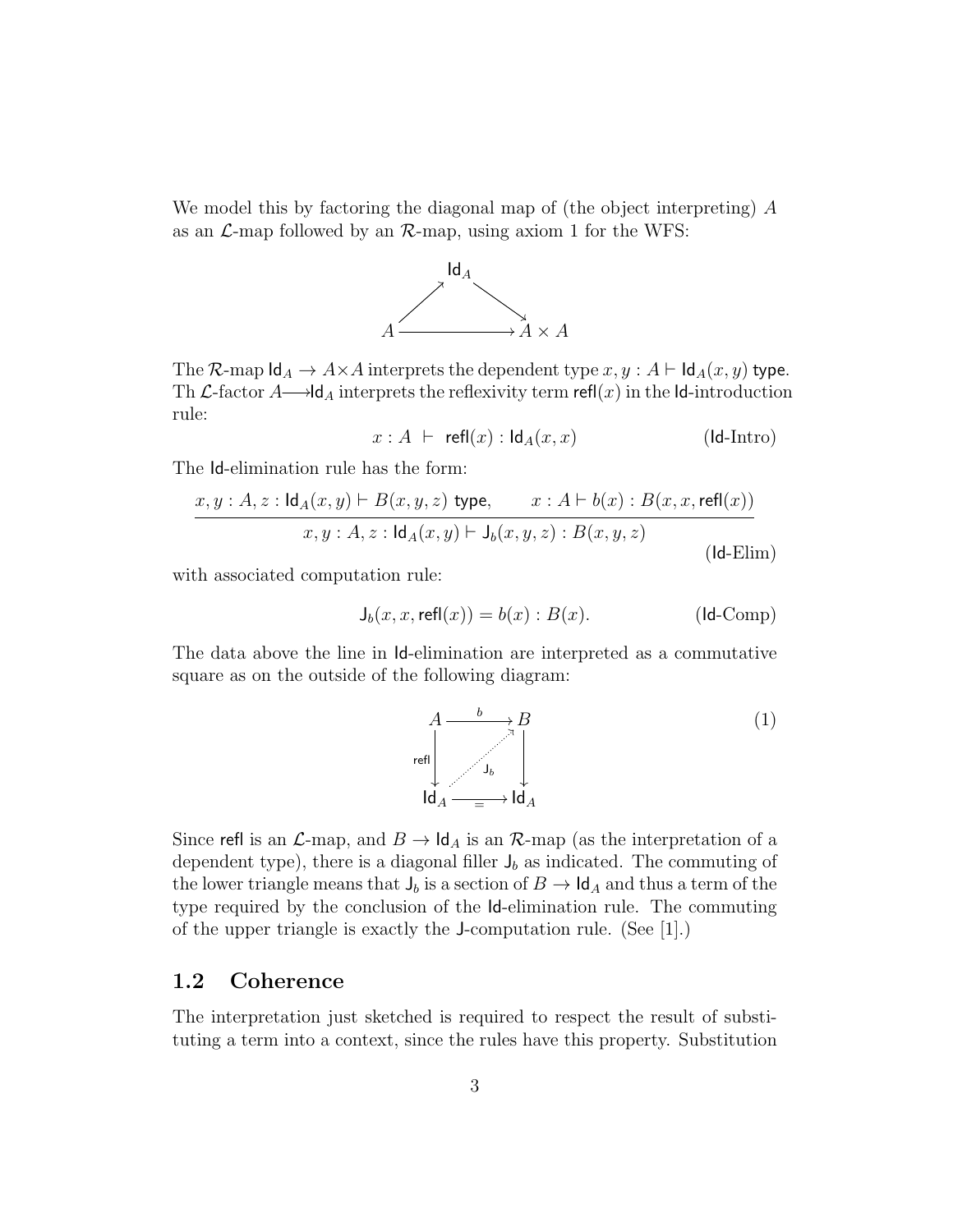We model this by factoring the diagonal map of (the object interpreting) $A$ as an $\mathcal{L}$-map followed by an $\mathcal{R}$-map, using axiom 1 for the WFS:

$$
\begin{array}{ccc}
 & \mathsf{Id}_A & \\
\nearrow & & \searrow \\
A & \longrightarrow & A \times A
\end{array}
$$

The $\mathcal{R}$-map $\mathsf{Id}_A \to A \times A$ interprets the dependent type $x, y : A \vdash \mathsf{Id}_A(x, y)$ type. Th $\mathcal{L}$-factor $A \longrightarrow \mathsf{Id}_A$ interprets the reflexivity term $\mathsf{refl}(x)$ in the $\mathsf{Id}$-introduction rule:

$$x : A \ \vdash \ \mathsf{refl}(x) : \mathsf{Id}_A(x, x) \qquad (\mathsf{Id}\text{-Intro})$$

The $\mathsf{Id}$-elimination rule has the form:

$$\frac{x, y : A, z : \mathsf{Id}_A(x, y) \vdash B(x, y, z) \ \mathsf{type}, \qquad x : A \vdash b(x) : B(x, x, \mathsf{refl}(x))}{x, y : A, z : \mathsf{Id}_A(x, y) \vdash \mathsf{J}_b(x, y, z) : B(x, y, z)} \qquad (\mathsf{Id}\text{-Elim})$$

with associated computation rule:

$$\mathsf{J}_b(x, x, \mathsf{refl}(x)) = b(x) : B(x). \qquad (\mathsf{Id}\text{-Comp})$$

The data above the line in $\mathsf{Id}$-elimination are interpreted as a commutative square as on the outside of the following diagram:

$$
\begin{array}{ccc}
A & \xrightarrow{\ b\ } & B \\
{\scriptstyle \mathsf{refl}}\downarrow & \overset{\mathsf{J}_b}{\nearrow} & \downarrow \\
\mathsf{Id}_A & \xrightarrow[=]{} & \mathsf{Id}_A
\end{array}
\qquad (1)
$$

Since $\mathsf{refl}$ is an $\mathcal{L}$-map, and $B \to \mathsf{Id}_A$ is an $\mathcal{R}$-map (as the interpretation of a dependent type), there is a diagonal filler $\mathsf{J}_b$ as indicated. The commuting of the lower triangle means that $\mathsf{J}_b$ is a section of $B \to \mathsf{Id}_A$ and thus a term of the type required by the conclusion of the $\mathsf{Id}$-elimination rule. The commuting of the upper triangle is exactly the $\mathsf{J}$-computation rule. (See [1].)

## 1.2 Coherence

The interpretation just sketched is required to respect the result of substituting a term into a context, since the rules have this property. Substitution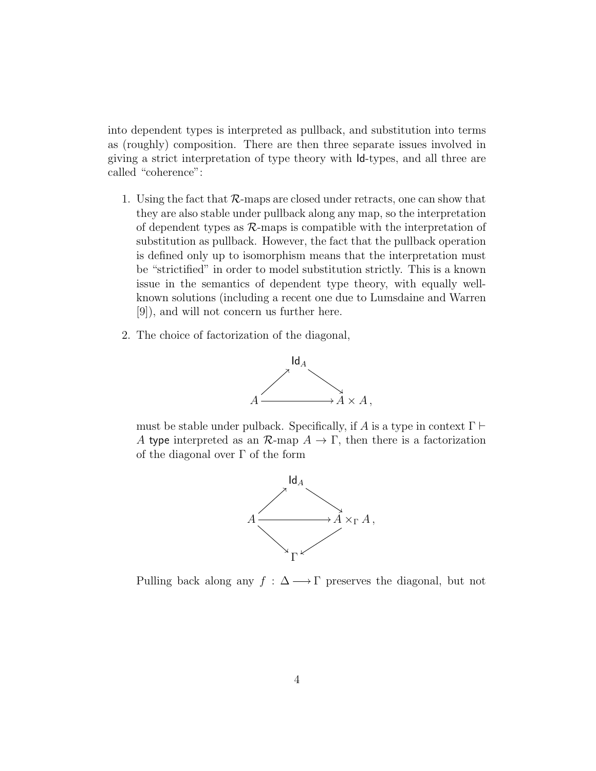into dependent types is interpreted as pullback, and substitution into terms as (roughly) composition. There are then three separate issues involved in giving a strict interpretation of type theory with $\mathsf{Id}$-types, and all three are called "coherence":

1. Using the fact that $\mathcal{R}$-maps are closed under retracts, one can show that they are also stable under pullback along any map, so the interpretation of dependent types as $\mathcal{R}$-maps is compatible with the interpretation of substitution as pullback. However, the fact that the pullback operation is defined only up to isomorphism means that the interpretation must be "strictified" in order to model substitution strictly. This is a known issue in the semantics of dependent type theory, with equally well-known solutions (including a recent one due to Lumsdaine and Warren [9]), and will not concern us further here.

2. The choice of factorization of the diagonal,

$$\begin{array}{ccc} & \mathsf{Id}_A & \\ \nearrow & & \searrow \\ A & \longrightarrow & A \times A\,, \end{array}$$

must be stable under pulback. Specifically, if $A$ is a type in context $\Gamma \vdash A$ type interpreted as an $\mathcal{R}$-map $A \to \Gamma$, then there is a factorization of the diagonal over $\Gamma$ of the form

$$\begin{array}{ccc} & \mathsf{Id}_A & \\ \nearrow & & \searrow \\ A & \longrightarrow & A \times_\Gamma A\,, \\ \searrow & & \swarrow \\ & \Gamma & \end{array}$$

Pulling back along any $f : \Delta \longrightarrow \Gamma$ preserves the diagonal, but not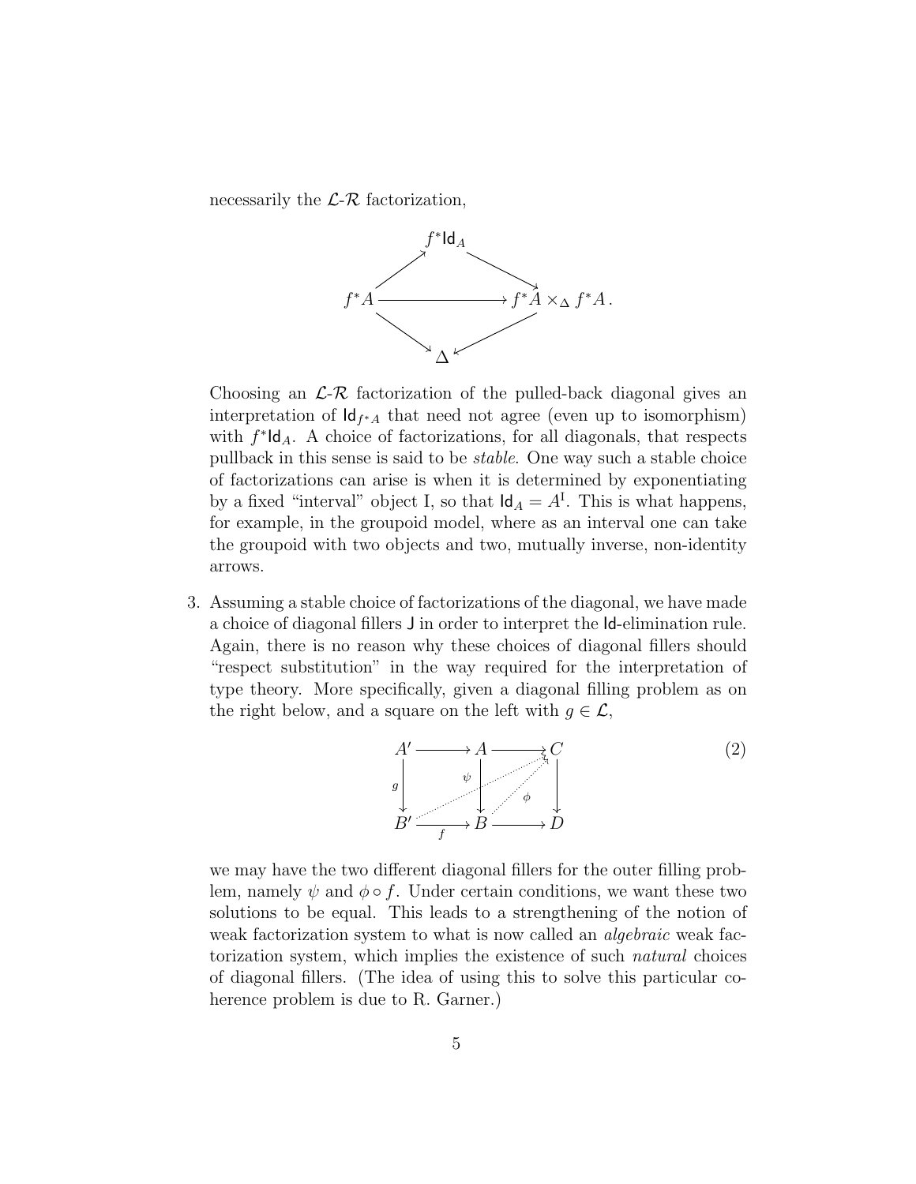necessarily the $\mathcal{L}$-$\mathcal{R}$ factorization,

$$\begin{array}{ccccc} & & f^*\mathsf{Id}_A & & \\ & \nearrow & & \searrow & \\ f^*A & & \longrightarrow & & f^*A \times_\Delta f^*A\,. \\ & \searrow & & \swarrow & \\ & & \Delta & & \end{array}$$

Choosing an $\mathcal{L}$-$\mathcal{R}$ factorization of the pulled-back diagonal gives an interpretation of $\mathsf{Id}_{f^*A}$ that need not agree (even up to isomorphism) with $f^*\mathsf{Id}_A$. A choice of factorizations, for all diagonals, that respects pullback in this sense is said to be *stable*. One way such a stable choice of factorizations can arise is when it is determined by exponentiating by a fixed "interval" object I, so that $\mathsf{Id}_A = A^{\mathrm{I}}$. This is what happens, for example, in the groupoid model, where as an interval one can take the groupoid with two objects and two, mutually inverse, non-identity arrows.

3. Assuming a stable choice of factorizations of the diagonal, we have made a choice of diagonal fillers $\mathsf{J}$ in order to interpret the $\mathsf{Id}$-elimination rule. Again, there is no reason why these choices of diagonal fillers should "respect substitution" in the way required for the interpretation of type theory. More specifically, given a diagonal filling problem as on the right below, and a square on the left with $g \in \mathcal{L}$,

$$\begin{array}{ccccc} A' & \longrightarrow & A & \longrightarrow & C \\ {\scriptstyle g}\downarrow & & \downarrow & & \downarrow \\ B' & \underset{f}{\longrightarrow} & B & \longrightarrow & D \end{array} \qquad (2)$$

(with dotted diagonal fillers $\psi : B' \to C$ and $\phi : B \to C$)

we may have the two different diagonal fillers for the outer filling problem, namely $\psi$ and $\phi \circ f$. Under certain conditions, we want these two solutions to be equal. This leads to a strengthening of the notion of weak factorization system to what is now called an *algebraic* weak factorization system, which implies the existence of such *natural* choices of diagonal fillers. (The idea of using this to solve this particular coherence problem is due to R. Garner.)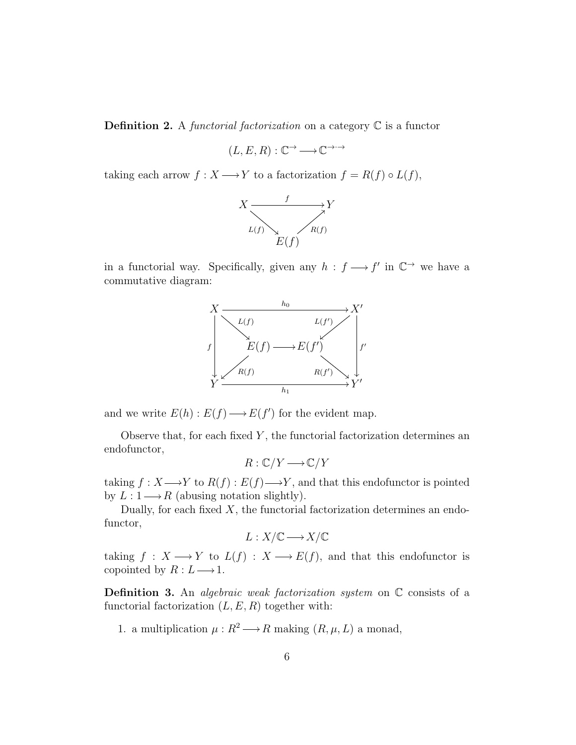**Definition 2.** A *functorial factorization* on a category $\mathbb{C}$ is a functor

$$(L, E, R) : \mathbb{C}^{\rightarrow} \longrightarrow \mathbb{C}^{\rightarrow\cdot\rightarrow}$$

taking each arrow $f : X \longrightarrow Y$ to a factorization $f = R(f) \circ L(f)$,

$$\begin{array}{ccc} X & \xrightarrow{\quad f \quad} & Y \\ & {\scriptstyle L(f)} \searrow \quad \nearrow {\scriptstyle R(f)} & \\ & E(f) & \end{array}$$

in a functorial way. Specifically, given any $h : f \longrightarrow f'$ in $\mathbb{C}^{\rightarrow}$ we have a commutative diagram:

$$\begin{array}{ccccc} X & & \xrightarrow{\quad h_0 \quad} & & X' \\ & {\scriptstyle L(f)} \searrow & & \swarrow {\scriptstyle L(f')} & \\ {\scriptstyle f} \downarrow & & E(f) \longrightarrow E(f') & & \downarrow {\scriptstyle f'} \\ & {\scriptstyle R(f)} \swarrow & & \searrow {\scriptstyle R(f')} & \\ Y & & \xrightarrow[\quad h_1 \quad]{} & & Y' \end{array}$$

and we write $E(h) : E(f) \longrightarrow E(f')$ for the evident map.

Observe that, for each fixed $Y$, the functorial factorization determines an endofunctor,

$$R : \mathbb{C}/Y \longrightarrow \mathbb{C}/Y$$

taking $f : X \longrightarrow Y$ to $R(f) : E(f) \longrightarrow Y$, and that this endofunctor is pointed by $L : 1 \longrightarrow R$ (abusing notation slightly).

Dually, for each fixed $X$, the functorial factorization determines an endofunctor,

$$L : X/\mathbb{C} \longrightarrow X/\mathbb{C}$$

taking $f : X \longrightarrow Y$ to $L(f) : X \longrightarrow E(f)$, and that this endofunctor is copointed by $R : L \longrightarrow 1$.

**Definition 3.** An *algebraic weak factorization system* on $\mathbb{C}$ consists of a functorial factorization $(L, E, R)$ together with:

1. a multiplication $\mu : R^2 \longrightarrow R$ making $(R, \mu, L)$ a monad,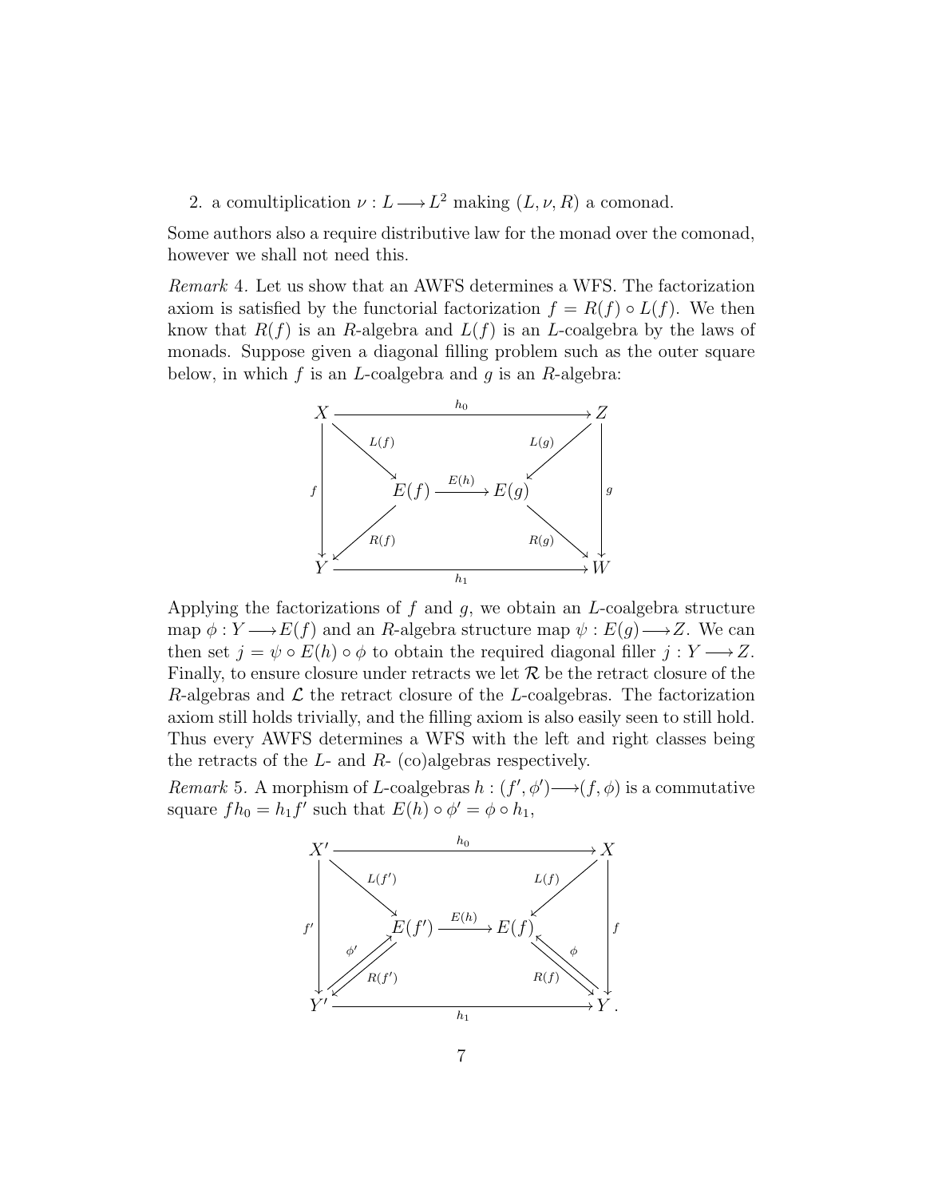2. a comultiplication $\nu : L \longrightarrow L^2$ making $(L, \nu, R)$ a comonad.

Some authors also a require distributive law for the monad over the comonad, however we shall not need this.

*Remark* 4. Let us show that an AWFS determines a WFS. The factorization axiom is satisfied by the functorial factorization $f = R(f) \circ L(f)$. We then know that $R(f)$ is an $R$-algebra and $L(f)$ is an $L$-coalgebra by the laws of monads. Suppose given a diagonal filling problem such as the outer square below, in which $f$ is an $L$-coalgebra and $g$ is an $R$-algebra:

$$
\begin{array}{ccccccc}
X & & & \xrightarrow{h_0} & & & Z \\
& \searrow^{L(f)} & & & & \swarrow^{L(g)} & \\
f\downarrow & & E(f) & \xrightarrow{E(h)} & E(g) & & \downarrow g \\
& \swarrow_{R(f)} & & & & \searrow_{R(g)} & \\
Y & & & \xrightarrow[h_1]{} & & & W
\end{array}
$$

Applying the factorizations of $f$ and $g$, we obtain an $L$-coalgebra structure map $\phi : Y \longrightarrow E(f)$ and an $R$-algebra structure map $\psi : E(g) \longrightarrow Z$. We can then set $j = \psi \circ E(h) \circ \phi$ to obtain the required diagonal filler $j : Y \longrightarrow Z$. Finally, to ensure closure under retracts we let $\mathcal{R}$ be the retract closure of the $R$-algebras and $\mathcal{L}$ the retract closure of the $L$-coalgebras. The factorization axiom still holds trivially, and the filling axiom is also easily seen to still hold. Thus every AWFS determines a WFS with the left and right classes being the retracts of the $L$- and $R$- (co)algebras respectively.

*Remark* 5. A morphism of $L$-coalgebras $h : (f', \phi') \longrightarrow (f, \phi)$ is a commutative square $fh_0 = h_1 f'$ such that $E(h) \circ \phi' = \phi \circ h_1$,

$$
\begin{array}{ccccccc}
X' & & & \xrightarrow{h_0} & & & X \\
& \searrow^{L(f')} & & & & \swarrow^{L(f)} & \\
f'\downarrow & & E(f') & \xrightarrow{E(h)} & E(f) & & \downarrow f \\
& \phi' \nearrow\swarrow_{R(f')} & & & & {}_{R(f)}\searrow\nwarrow \phi & \\
Y' & & & \xrightarrow[h_1]{} & & & Y\,.
\end{array}
$$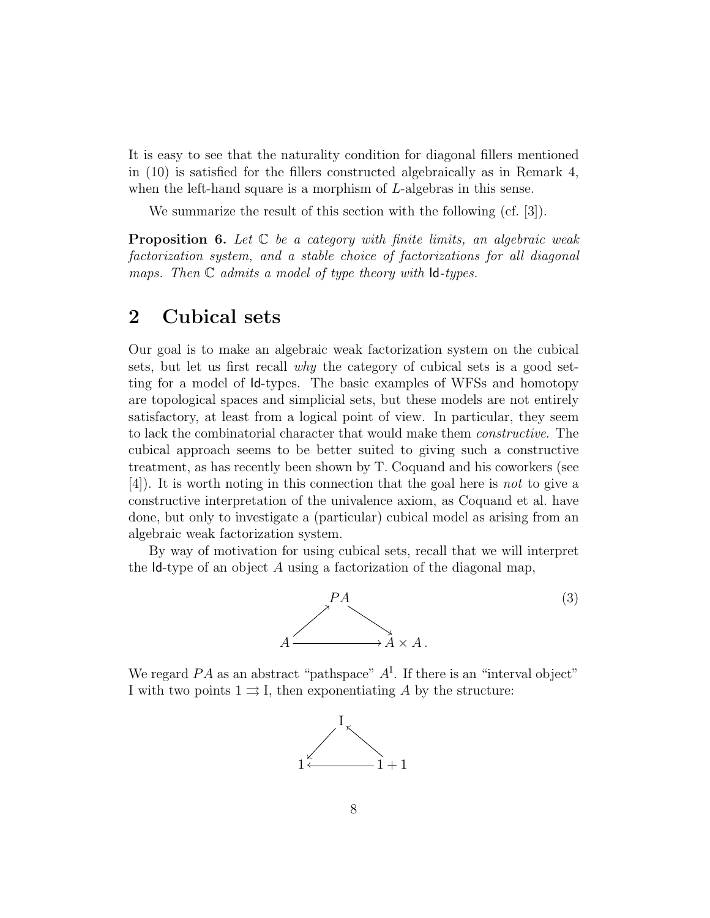It is easy to see that the naturality condition for diagonal fillers mentioned in (10) is satisfied for the fillers constructed algebraically as in Remark 4, when the left-hand square is a morphism of $L$-algebras in this sense.

We summarize the result of this section with the following (cf. [3]).

**Proposition 6.** *Let $\mathbb{C}$ be a category with finite limits, an algebraic weak factorization system, and a stable choice of factorizations for all diagonal maps. Then $\mathbb{C}$ admits a model of type theory with* $\mathsf{Id}$*-types.*

## 2 Cubical sets

Our goal is to make an algebraic weak factorization system on the cubical sets, but let us first recall *why* the category of cubical sets is a good setting for a model of $\mathsf{Id}$-types. The basic examples of WFSs and homotopy are topological spaces and simplicial sets, but these models are not entirely satisfactory, at least from a logical point of view. In particular, they seem to lack the combinatorial character that would make them *constructive*. The cubical approach seems to be better suited to giving such a constructive treatment, as has recently been shown by T. Coquand and his coworkers (see [4]). It is worth noting in this connection that the goal here is *not* to give a constructive interpretation of the univalence axiom, as Coquand et al. have done, but only to investigate a (particular) cubical model as arising from an algebraic weak factorization system.

By way of motivation for using cubical sets, recall that we will interpret the $\mathsf{Id}$-type of an object $A$ using a factorization of the diagonal map,

$$
\begin{array}{ccc}
 & PA & \\
\nearrow & & \searrow \\
A & \longrightarrow & A \times A\,.
\end{array}
\tag{3}
$$

We regard $PA$ as an abstract "pathspace" $A^{\mathrm{I}}$. If there is an "interval object" $\mathrm{I}$ with two points $1 \rightrightarrows \mathrm{I}$, then exponentiating $A$ by the structure:

$$
\begin{array}{ccc}
 & \mathrm{I} & \\
\swarrow & & \nwarrow \\
1 & \longleftarrow & 1+1
\end{array}
$$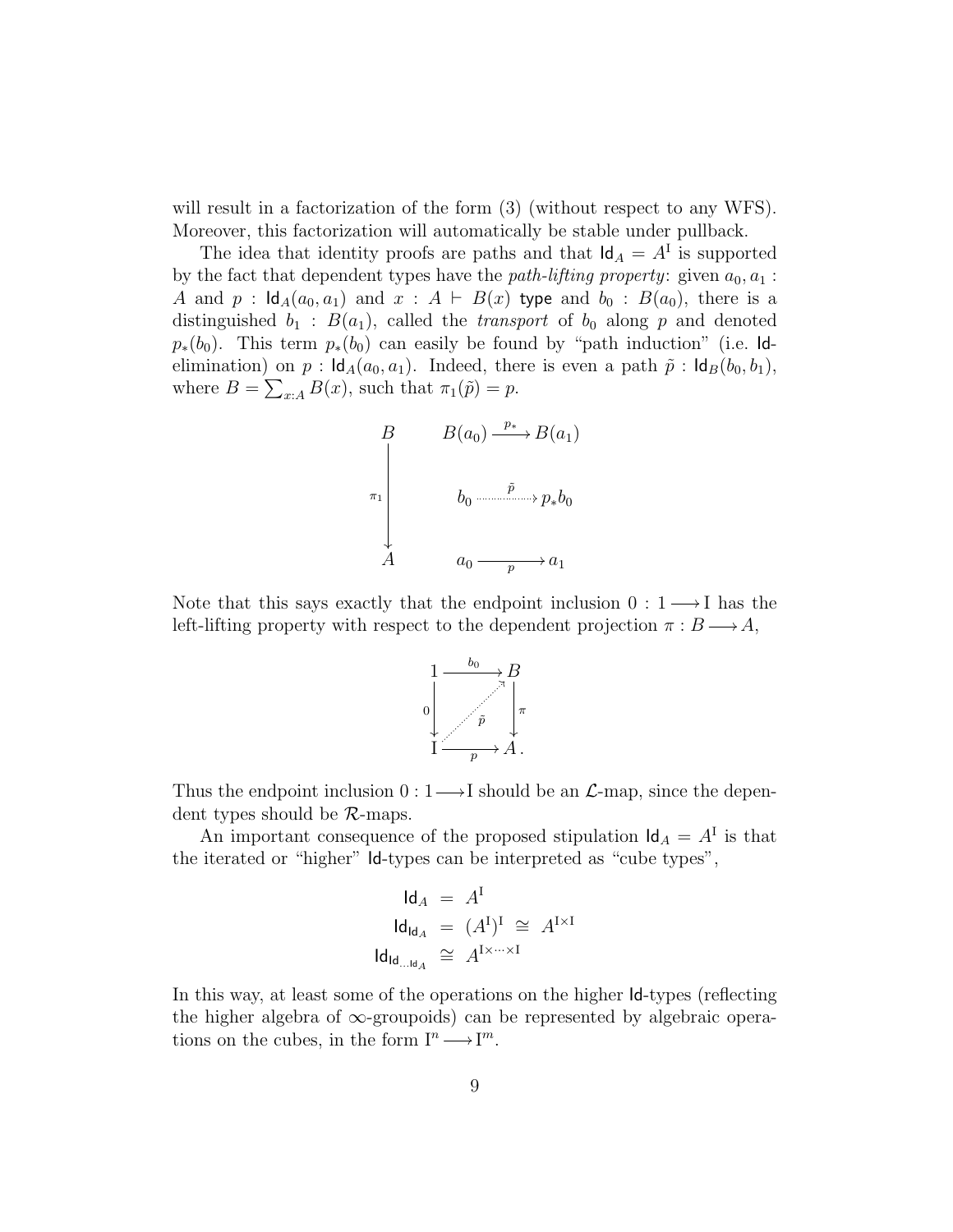will result in a factorization of the form (3) (without respect to any WFS). Moreover, this factorization will automatically be stable under pullback.

The idea that identity proofs are paths and that $\mathsf{Id}_A = A^{\mathrm{I}}$ is supported by the fact that dependent types have the *path-lifting property*: given $a_0, a_1 : A$ and $p : \mathsf{Id}_A(a_0, a_1)$ and $x : A \vdash B(x)$ type and $b_0 : B(a_0)$, there is a distinguished $b_1 : B(a_1)$, called the *transport* of $b_0$ along $p$ and denoted $p_*(b_0)$. This term $p_*(b_0)$ can easily be found by "path induction" (i.e. $\mathsf{Id}$-elimination) on $p : \mathsf{Id}_A(a_0, a_1)$. Indeed, there is even a path $\tilde{p} : \mathsf{Id}_B(b_0, b_1)$, where $B = \sum_{x:A} B(x)$, such that $\pi_1(\tilde{p}) = p$.

$$
\begin{array}{ccc}
B & & B(a_0) \xrightarrow{\;p_*\;} B(a_1) \\
\Big\downarrow{\scriptstyle \pi_1} & & b_0 \overset{\tilde{p}}{\dashrightarrow} p_* b_0 \\
A & & a_0 \xrightarrow[\;p\;]{} a_1
\end{array}
$$

Note that this says exactly that the endpoint inclusion $0 : 1 \longrightarrow \mathrm{I}$ has the left-lifting property with respect to the dependent projection $\pi : B \longrightarrow A$,

$$
\begin{array}{ccc}
1 & \xrightarrow{\;b_0\;} & B \\
{\scriptstyle 0}\Big\downarrow & \overset{\tilde{p}}{\nearrow} & \Big\downarrow{\scriptstyle \pi} \\
\mathrm{I} & \xrightarrow[\;p\;]{} & A\,.
\end{array}
$$

Thus the endpoint inclusion $0 : 1 \longrightarrow \mathrm{I}$ should be an $\mathcal{L}$-map, since the dependent types should be $\mathcal{R}$-maps.

An important consequence of the proposed stipulation $\mathsf{Id}_A = A^{\mathrm{I}}$ is that the iterated or "higher" $\mathsf{Id}$-types can be interpreted as "cube types",

$$
\begin{aligned}
\mathsf{Id}_A &= A^{\mathrm{I}} \\
\mathsf{Id}_{\mathsf{Id}_A} &= (A^{\mathrm{I}})^{\mathrm{I}} \cong A^{\mathrm{I}\times\mathrm{I}} \\
\mathsf{Id}_{\mathsf{Id}_{\dots\mathsf{Id}_A}} &\cong A^{\mathrm{I}\times\cdots\times\mathrm{I}}
\end{aligned}
$$

In this way, at least some of the operations on the higher $\mathsf{Id}$-types (reflecting the higher algebra of $\infty$-groupoids) can be represented by algebraic operations on the cubes, in the form $\mathrm{I}^n \longrightarrow \mathrm{I}^m$.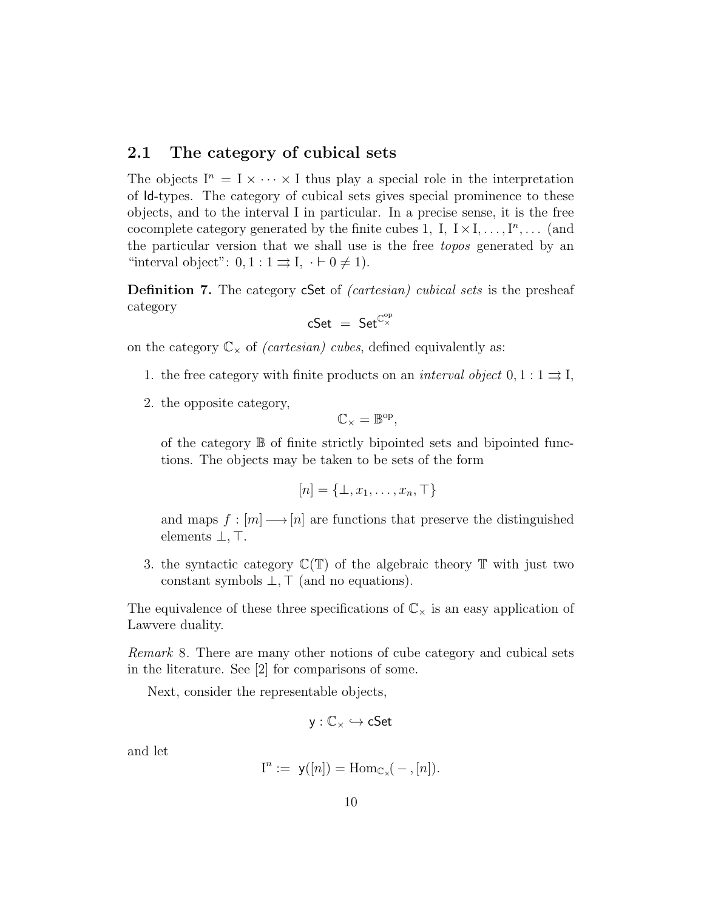## 2.1 The category of cubical sets

The objects $\mathrm{I}^n = \mathrm{I} \times \cdots \times \mathrm{I}$ thus play a special role in the interpretation of $\mathsf{Id}$-types. The category of cubical sets gives special prominence to these objects, and to the interval I in particular. In a precise sense, it is the free cocomplete category generated by the finite cubes $1,\ \mathrm{I},\ \mathrm{I}\times\mathrm{I}, \ldots, \mathrm{I}^n, \ldots$ (and the particular version that we shall use is the free *topos* generated by an "interval object": $0, 1 : 1 \rightrightarrows \mathrm{I},\ \cdot \vdash 0 \neq 1$).

**Definition 7.** The category $\mathsf{cSet}$ of *(cartesian) cubical sets* is the presheaf category

$$\mathsf{cSet} \ = \ \mathsf{Set}^{\mathbb{C}_\times^{\mathrm{op}}}$$

on the category $\mathbb{C}_\times$ of *(cartesian) cubes*, defined equivalently as:

1. the free category with finite products on an *interval object* $0, 1 : 1 \rightrightarrows \mathrm{I}$,
2. the opposite category,

   $$\mathbb{C}_\times = \mathbb{B}^{\mathrm{op}},$$

   of the category $\mathbb{B}$ of finite strictly bipointed sets and bipointed functions. The objects may be taken to be sets of the form

   $$[n] = \{\bot, x_1, \ldots, x_n, \top\}$$

   and maps $f : [m] \longrightarrow [n]$ are functions that preserve the distinguished elements $\bot, \top$.
3. the syntactic category $\mathbb{C}(\mathbb{T})$ of the algebraic theory $\mathbb{T}$ with just two constant symbols $\bot, \top$ (and no equations).

The equivalence of these three specifications of $\mathbb{C}_\times$ is an easy application of Lawvere duality.

*Remark* 8. There are many other notions of cube category and cubical sets in the literature. See [2] for comparisons of some.

Next, consider the representable objects,

$$\mathsf{y} : \mathbb{C}_\times \hookrightarrow \mathsf{cSet}$$

and let

$$\mathrm{I}^n := \ \mathsf{y}([n]) = \mathrm{Hom}_{\mathbb{C}_\times}(\,-\,, [n]).$$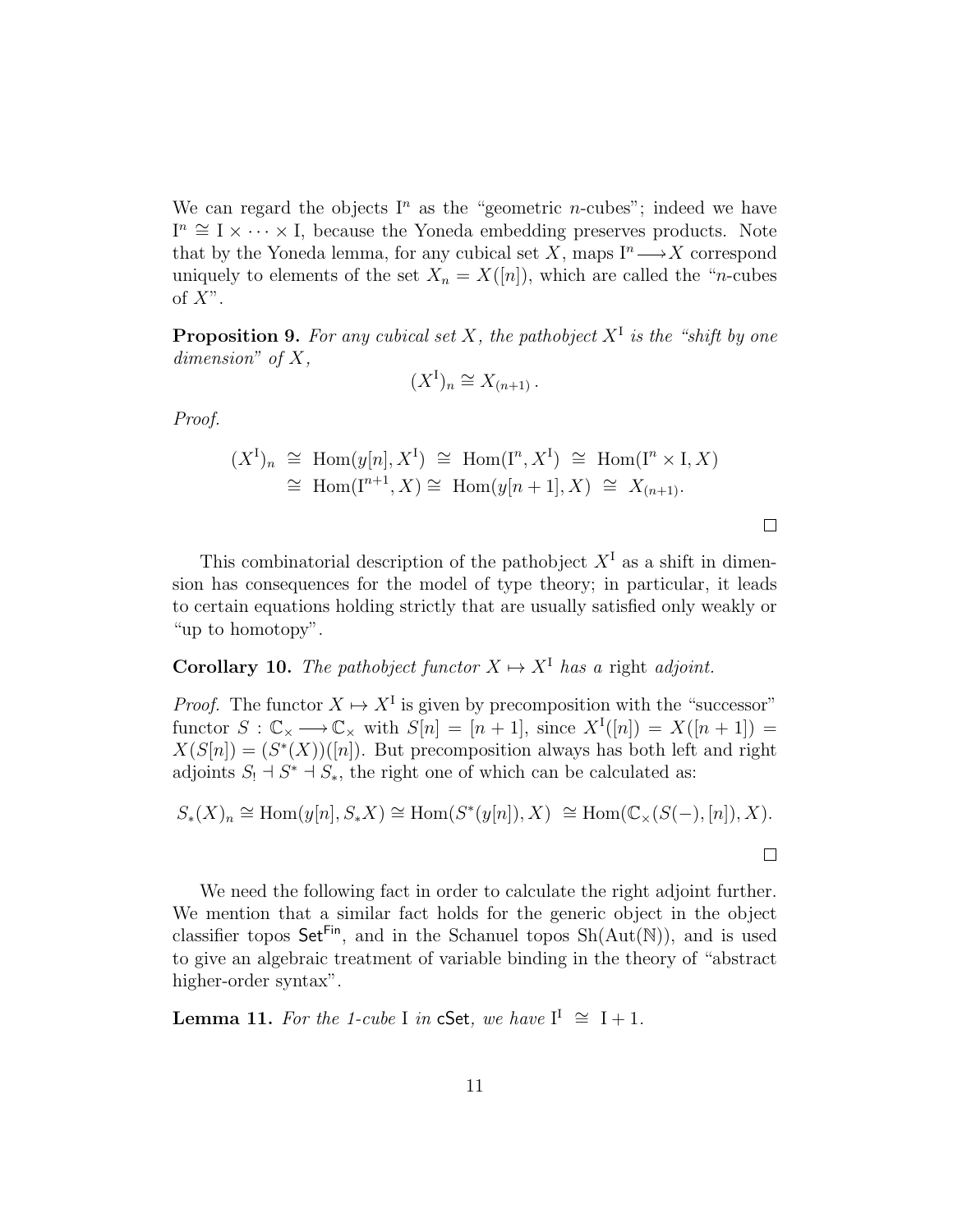We can regard the objects $\mathrm{I}^n$ as the "geometric $n$-cubes"; indeed we have $\mathrm{I}^n \cong \mathrm{I} \times \cdots \times \mathrm{I}$, because the Yoneda embedding preserves products. Note that by the Yoneda lemma, for any cubical set $X$, maps $\mathrm{I}^n \longrightarrow X$ correspond uniquely to elements of the set $X_n = X([n])$, which are called the "$n$-cubes of $X$".

**Proposition 9.** *For any cubical set $X$, the pathobject $X^{\mathrm{I}}$ is the "shift by one dimension" of $X$,*

$$(X^{\mathrm{I}})_n \cong X_{(n+1)}\,.$$

*Proof.*

$$\begin{aligned}
(X^{\mathrm{I}})_n \;&\cong\; \mathrm{Hom}(y[n], X^{\mathrm{I}}) \;\cong\; \mathrm{Hom}(\mathrm{I}^n, X^{\mathrm{I}}) \;\cong\; \mathrm{Hom}(\mathrm{I}^n \times \mathrm{I}, X) \\
&\cong\; \mathrm{Hom}(\mathrm{I}^{n+1}, X) \cong\; \mathrm{Hom}(y[n+1], X) \;\cong\; X_{(n+1)}.
\end{aligned}$$

□

This combinatorial description of the pathobject $X^{\mathrm{I}}$ as a shift in dimension has consequences for the model of type theory; in particular, it leads to certain equations holding strictly that are usually satisfied only weakly or "up to homotopy".

**Corollary 10.** *The pathobject functor $X \mapsto X^{\mathrm{I}}$ has a* right *adjoint.*

*Proof.* The functor $X \mapsto X^{\mathrm{I}}$ is given by precomposition with the "successor" functor $S : \mathbb{C}_\times \longrightarrow \mathbb{C}_\times$ with $S[n] = [n+1]$, since $X^{\mathrm{I}}([n]) = X([n+1]) = X(S[n]) = (S^*(X))([n])$. But precomposition always has both left and right adjoints $S_! \dashv S^* \dashv S_*$, the right one of which can be calculated as:

$$S_*(X)_n \cong \mathrm{Hom}(y[n], S_*X) \cong \mathrm{Hom}(S^*(y[n]), X) \;\cong \mathrm{Hom}(\mathbb{C}_\times(S(-), [n]), X).$$

□

We need the following fact in order to calculate the right adjoint further. We mention that a similar fact holds for the generic object in the object classifier topos $\mathsf{Set}^{\mathsf{Fin}}$, and in the Schanuel topos $\mathrm{Sh}(\mathrm{Aut}(\mathbb{N}))$, and is used to give an algebraic treatment of variable binding in the theory of "abstract higher-order syntax".

**Lemma 11.** *For the 1-cube $\mathrm{I}$ in $\mathsf{cSet}$, we have $\mathrm{I}^{\mathrm{I}} \;\cong\; \mathrm{I} + 1$.*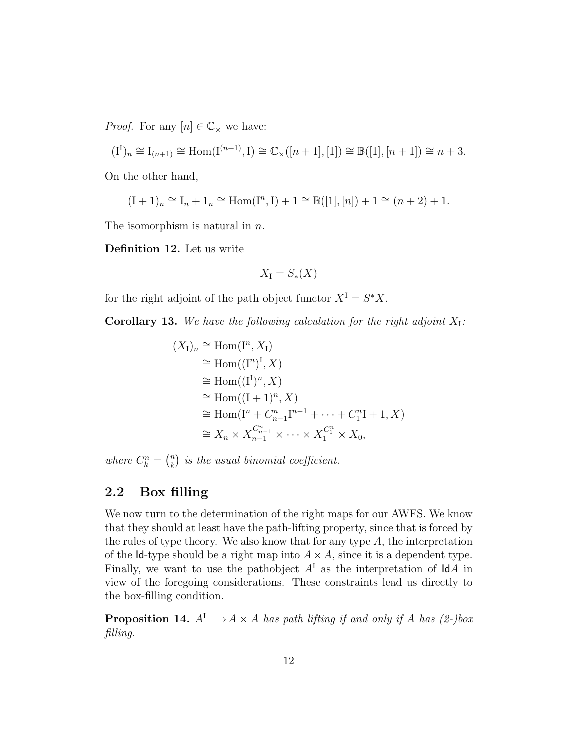*Proof.* For any $[n] \in \mathbb{C}_\times$ we have:

$$(\mathrm{I}^\mathrm{I})_n \cong \mathrm{I}_{(n+1)} \cong \mathrm{Hom}(\mathrm{I}^{(n+1)}, \mathrm{I}) \cong \mathbb{C}_\times([n+1],[1]) \cong \mathbb{B}([1],[n+1]) \cong n+3.$$

On the other hand,

$$(\mathrm{I}+1)_n \cong \mathrm{I}_n + 1_n \cong \mathrm{Hom}(\mathrm{I}^n, \mathrm{I}) + 1 \cong \mathbb{B}([1],[n]) + 1 \cong (n+2)+1.$$

The isomorphism is natural in $n$. □

**Definition 12.** Let us write

$$X_\mathrm{I} = S_*(X)$$

for the right adjoint of the path object functor $X^\mathrm{I} = S^* X$.

**Corollary 13.** *We have the following calculation for the right adjoint $X_\mathrm{I}$:*

$$\begin{aligned}
(X_\mathrm{I})_n &\cong \mathrm{Hom}(\mathrm{I}^n, X_\mathrm{I}) \\
&\cong \mathrm{Hom}((\mathrm{I}^n)^\mathrm{I}, X) \\
&\cong \mathrm{Hom}((\mathrm{I}^\mathrm{I})^n, X) \\
&\cong \mathrm{Hom}((\mathrm{I}+1)^n, X) \\
&\cong \mathrm{Hom}(\mathrm{I}^n + C^n_{n-1}\mathrm{I}^{n-1} + \cdots + C^n_1 \mathrm{I} + 1, X) \\
&\cong X_n \times X_{n-1}^{C^n_{n-1}} \times \cdots \times X_1^{C^n_1} \times X_0,
\end{aligned}$$

*where $C^n_k = \binom{n}{k}$ is the usual binomial coefficient.*

## 2.2 Box filling

We now turn to the determination of the right maps for our AWFS. We know that they should at least have the path-lifting property, since that is forced by the rules of type theory. We also know that for any type $A$, the interpretation of the $\mathsf{Id}$-type should be a right map into $A \times A$, since it is a dependent type. Finally, we want to use the pathobject $A^\mathrm{I}$ as the interpretation of $\mathsf{Id}A$ in view of the foregoing considerations. These constraints lead us directly to the box-filling condition.

**Proposition 14.** *$A^\mathrm{I} \longrightarrow A \times A$ has path lifting if and only if $A$ has (2-)box filling.*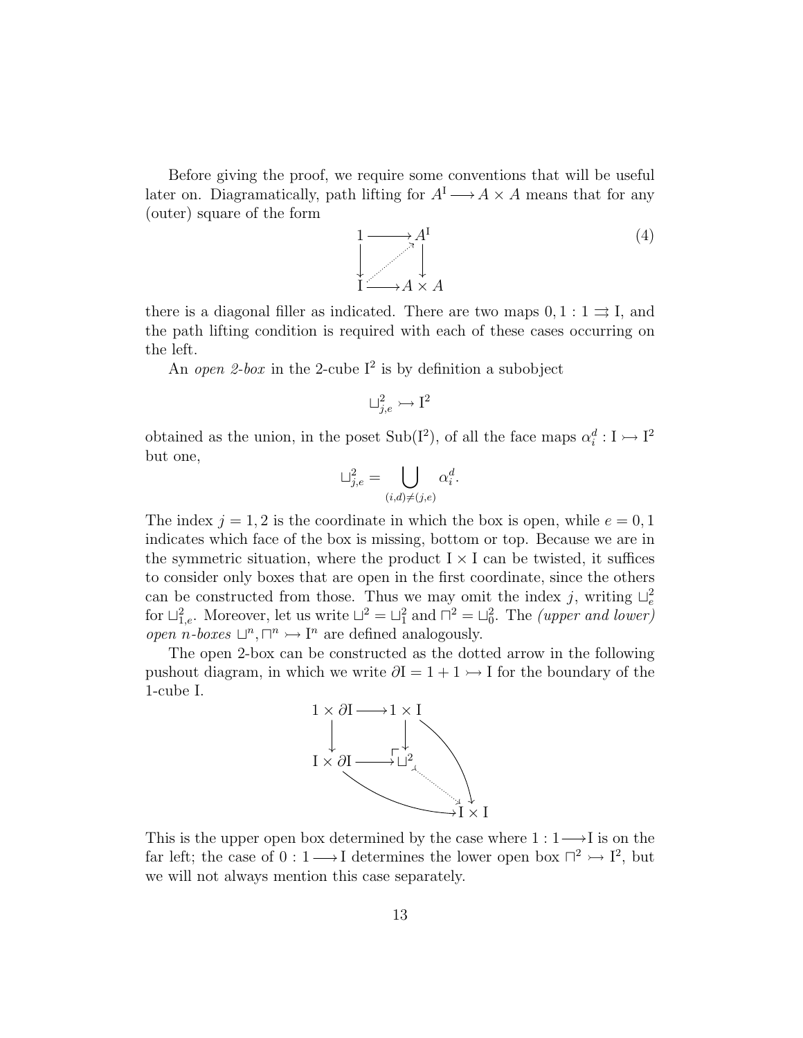Before giving the proof, we require some conventions that will be useful later on. Diagramatically, path lifting for $A^{\mathrm{I}} \longrightarrow A \times A$ means that for any (outer) square of the form

$$\begin{array}{ccc} 1 & \longrightarrow & A^{\mathrm{I}} \\ \downarrow & \nearrow & \downarrow \\ \mathrm{I} & \longrightarrow & A \times A \end{array} \tag{4}$$

there is a diagonal filler as indicated. There are two maps $0, 1 : 1 \rightrightarrows \mathrm{I}$, and the path lifting condition is required with each of these cases occurring on the left.

An *open 2-box* in the 2-cube $\mathrm{I}^2$ is by definition a subobject

$$\sqcup^2_{j,e} \rightarrowtail \mathrm{I}^2$$

obtained as the union, in the poset $\mathrm{Sub}(\mathrm{I}^2)$, of all the face maps $\alpha^d_i : \mathrm{I} \rightarrowtail \mathrm{I}^2$ but one,

$$\sqcup^2_{j,e} = \bigcup_{(i,d) \neq (j,e)} \alpha^d_i.$$

The index $j = 1, 2$ is the coordinate in which the box is open, while $e = 0, 1$ indicates which face of the box is missing, bottom or top. Because we are in the symmetric situation, where the product $\mathrm{I} \times \mathrm{I}$ can be twisted, it suffices to consider only boxes that are open in the first coordinate, since the others can be constructed from those. Thus we may omit the index $j$, writing $\sqcup^2_e$ for $\sqcup^2_{1,e}$. Moreover, let us write $\sqcup^2 = \sqcup^2_1$ and $\sqcap^2 = \sqcup^2_0$. The *(upper and lower) open $n$-boxes* $\sqcup^n, \sqcap^n \rightarrowtail \mathrm{I}^n$ are defined analogously.

The open 2-box can be constructed as the dotted arrow in the following pushout diagram, in which we write $\partial\mathrm{I} = 1 + 1 \rightarrowtail \mathrm{I}$ for the boundary of the 1-cube I.

$$\begin{array}{ccc} 1 \times \partial\mathrm{I} & \longrightarrow & 1 \times \mathrm{I} \\ \downarrow & & \downarrow \\ \mathrm{I} \times \partial\mathrm{I} & \longrightarrow & \sqcup^2 \\ & & \downarrow \\ & & \mathrm{I} \times \mathrm{I} \end{array}$$

This is the upper open box determined by the case where $1 : 1 \longrightarrow \mathrm{I}$ is on the far left; the case of $0 : 1 \longrightarrow \mathrm{I}$ determines the lower open box $\sqcap^2 \rightarrowtail \mathrm{I}^2$, but we will not always mention this case separately.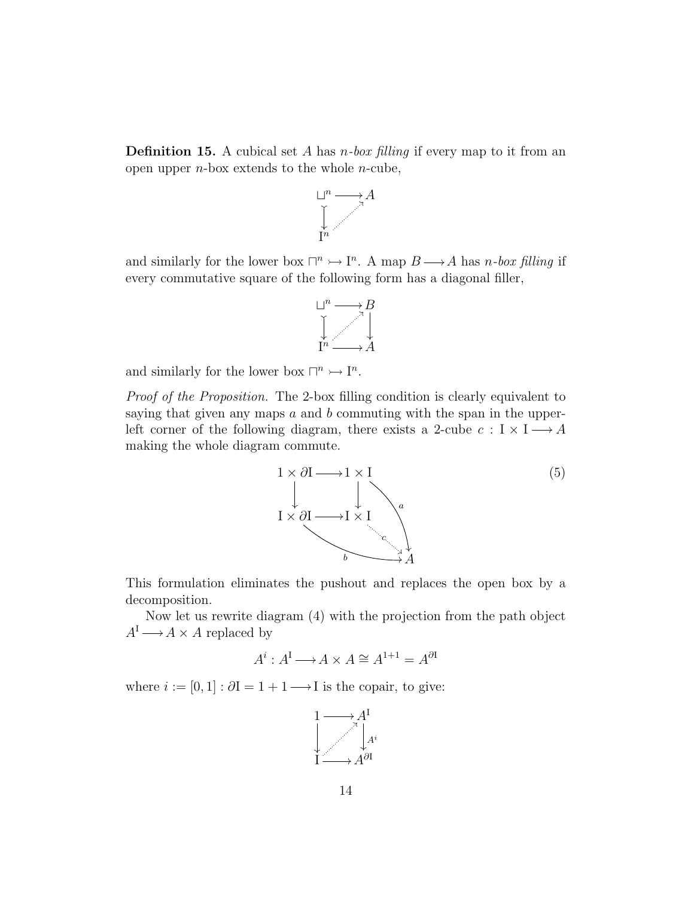**Definition 15.** A cubical set $A$ has *$n$-box filling* if every map to it from an open upper $n$-box extends to the whole $n$-cube,

$$\begin{array}{ccc} \sqcup^n & \longrightarrow & A \\ \downarrow & \nearrow & \\ \mathrm{I}^n & & \end{array}$$

and similarly for the lower box $\sqcap^n \rightarrowtail \mathrm{I}^n$. A map $B \longrightarrow A$ has *$n$-box filling* if every commutative square of the following form has a diagonal filler,

$$\begin{array}{ccc} \sqcup^n & \longrightarrow & B \\ \downarrow & \nearrow & \downarrow \\ \mathrm{I}^n & \longrightarrow & A \end{array}$$

and similarly for the lower box $\sqcap^n \rightarrowtail \mathrm{I}^n$.

*Proof of the Proposition.* The 2-box filling condition is clearly equivalent to saying that given any maps $a$ and $b$ commuting with the span in the upper-left corner of the following diagram, there exists a 2-cube $c : \mathrm{I} \times \mathrm{I} \longrightarrow A$ making the whole diagram commute.

$$\begin{array}{ccc} 1 \times \partial\mathrm{I} & \longrightarrow & 1 \times \mathrm{I} \\ \downarrow & & \downarrow \\ \mathrm{I} \times \partial\mathrm{I} & \longrightarrow & \mathrm{I} \times \mathrm{I} \end{array} \qquad a : 1 \times \mathrm{I} \longrightarrow A, \quad b : \mathrm{I} \times \partial\mathrm{I} \longrightarrow A, \quad c : \mathrm{I} \times \mathrm{I} \dashrightarrow A \tag{5}$$

This formulation eliminates the pushout and replaces the open box by a decomposition.

Now let us rewrite diagram (4) with the projection from the path object $A^{\mathrm{I}} \longrightarrow A \times A$ replaced by

$$A^i : A^{\mathrm{I}} \longrightarrow A \times A \cong A^{1+1} = A^{\partial\mathrm{I}}$$

where $i := [0, 1] : \partial\mathrm{I} = 1 + 1 \longrightarrow \mathrm{I}$ is the copair, to give:

$$\begin{array}{ccc} 1 & \longrightarrow & A^{\mathrm{I}} \\ \downarrow & \nearrow & \downarrow A^i \\ \mathrm{I} & \longrightarrow & A^{\partial\mathrm{I}} \end{array}$$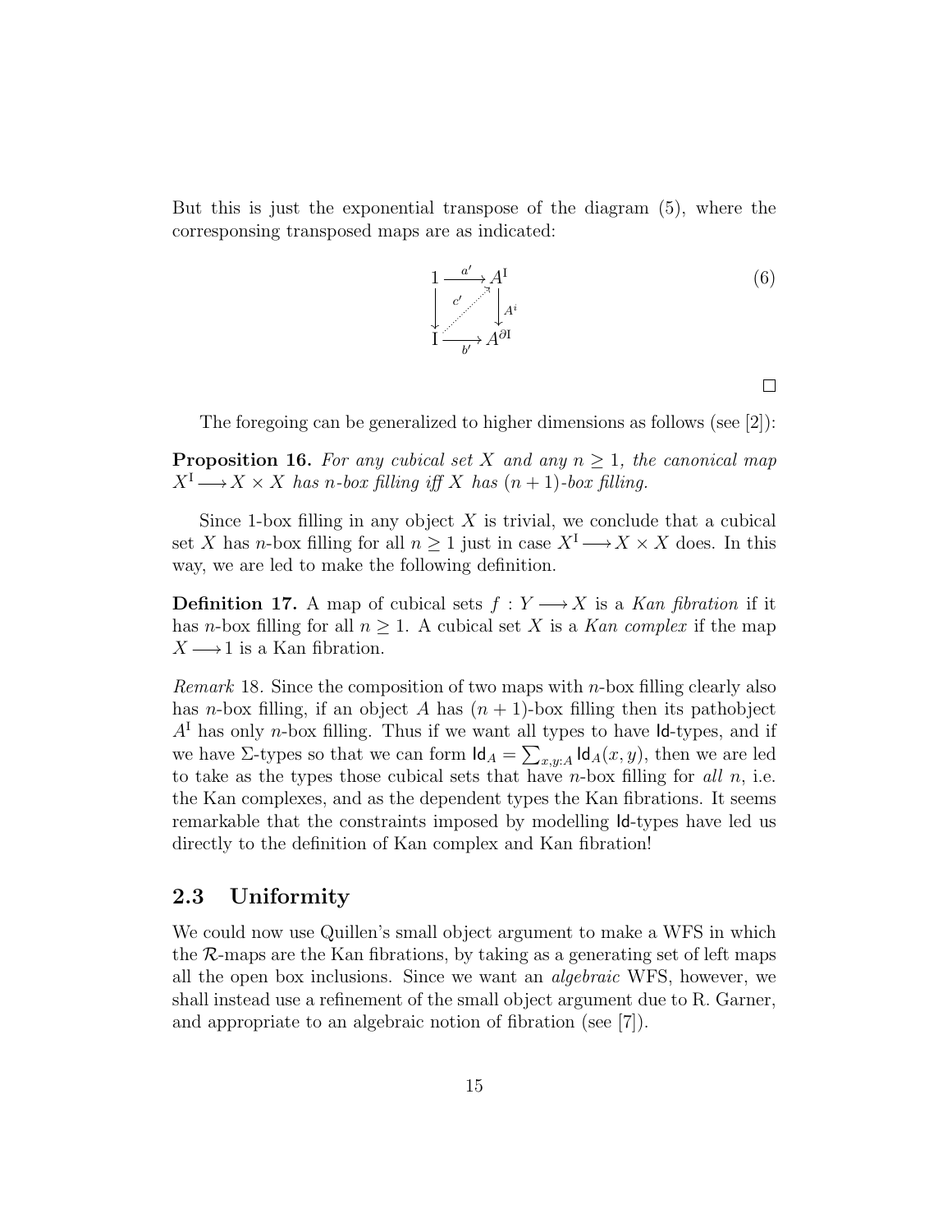But this is just the exponential transpose of the diagram (5), where the corresponsing transposed maps are as indicated:

$$
\begin{array}{ccc}
1 & \xrightarrow{a'} & A^{\mathrm{I}} \\
\big\downarrow & \overset{c'}{\nearrow} & \big\downarrow{\scriptstyle A^i} \\
\mathrm{I} & \xrightarrow[b']{} & A^{\partial \mathrm{I}}
\end{array}
\qquad (6)
$$

□

The foregoing can be generalized to higher dimensions as follows (see [2]):

**Proposition 16.** *For any cubical set $X$ and any $n \geq 1$, the canonical map $X^{\mathrm{I}} \longrightarrow X \times X$ has $n$-box filling iff $X$ has $(n+1)$-box filling.*

Since 1-box filling in any object $X$ is trivial, we conclude that a cubical set $X$ has $n$-box filling for all $n \geq 1$ just in case $X^{\mathrm{I}} \longrightarrow X \times X$ does. In this way, we are led to make the following definition.

**Definition 17.** A map of cubical sets $f : Y \longrightarrow X$ is a *Kan fibration* if it has $n$-box filling for all $n \geq 1$. A cubical set $X$ is a *Kan complex* if the map $X \longrightarrow 1$ is a Kan fibration.

*Remark* 18. Since the composition of two maps with $n$-box filling clearly also has $n$-box filling, if an object $A$ has $(n+1)$-box filling then its pathobject $A^{\mathrm{I}}$ has only $n$-box filling. Thus if we want all types to have $\mathsf{Id}$-types, and if we have $\Sigma$-types so that we can form $\mathsf{Id}_A = \sum_{x,y:A} \mathsf{Id}_A(x,y)$, then we are led to take as the types those cubical sets that have $n$-box filling for *all* $n$, i.e. the Kan complexes, and as the dependent types the Kan fibrations. It seems remarkable that the constraints imposed by modelling $\mathsf{Id}$-types have led us directly to the definition of Kan complex and Kan fibration!

## 2.3 Uniformity

We could now use Quillen's small object argument to make a WFS in which the $\mathcal{R}$-maps are the Kan fibrations, by taking as a generating set of left maps all the open box inclusions. Since we want an *algebraic* WFS, however, we shall instead use a refinement of the small object argument due to R. Garner, and appropriate to an algebraic notion of fibration (see [7]).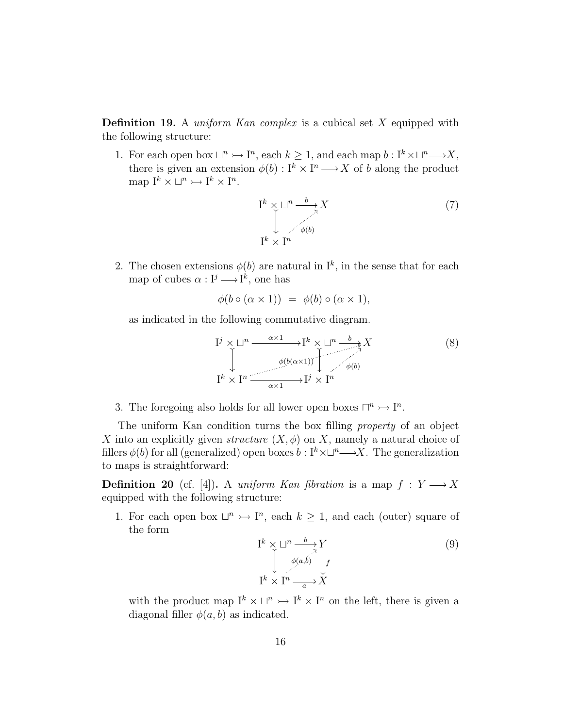**Definition 19.** A *uniform Kan complex* is a cubical set $X$ equipped with the following structure:

1. For each open box $\sqcup^n \rightarrowtail \mathrm{I}^n$, each $k \geq 1$, and each map $b : \mathrm{I}^k \times \sqcup^n \longrightarrow X$, there is given an extension $\phi(b) : \mathrm{I}^k \times \mathrm{I}^n \longrightarrow X$ of $b$ along the product map $\mathrm{I}^k \times \sqcup^n \rightarrowtail \mathrm{I}^k \times \mathrm{I}^n$.

$$\begin{array}{ccc} \mathrm{I}^k \times \sqcup^n & \xrightarrow{\ b\ } & X \\ \downarrow & \nearrow_{\phi(b)} & \\ \mathrm{I}^k \times \mathrm{I}^n & & \end{array} \tag{7}$$

2. The chosen extensions $\phi(b)$ are natural in $\mathrm{I}^k$, in the sense that for each map of cubes $\alpha : \mathrm{I}^j \longrightarrow \mathrm{I}^k$, one has

$$\phi(b \circ (\alpha \times 1)) \ = \ \phi(b) \circ (\alpha \times 1),$$

as indicated in the following commutative diagram.

$$\begin{array}{ccccc} \mathrm{I}^j \times \sqcup^n & \xrightarrow{\alpha \times 1} & \mathrm{I}^k \times \sqcup^n & \xrightarrow{\ b\ } & X \\ \downarrow & \phi(b(\alpha\times 1)) & \downarrow & \phi(b) & \\ \mathrm{I}^k \times \mathrm{I}^n & \xrightarrow[\alpha \times 1]{} & \mathrm{I}^j \times \mathrm{I}^n & & \end{array} \tag{8}$$

3. The foregoing also holds for all lower open boxes $\sqcap^n \rightarrowtail \mathrm{I}^n$.

The uniform Kan condition turns the box filling *property* of an object $X$ into an explicitly given *structure* $(X, \phi)$ on $X$, namely a natural choice of fillers $\phi(b)$ for all (generalized) open boxes $b : \mathrm{I}^k \times \sqcup^n \longrightarrow X$. The generalization to maps is straightforward:

**Definition 20** (cf. [4])**.** A *uniform Kan fibration* is a map $f : Y \longrightarrow X$ equipped with the following structure:

1. For each open box $\sqcup^n \rightarrowtail \mathrm{I}^n$, each $k \geq 1$, and each (outer) square of the form

$$\begin{array}{ccc} \mathrm{I}^k \times \sqcup^n & \xrightarrow{\ b\ } & Y \\ \downarrow & \nearrow_{\phi(a,b)} & \downarrow f \\ \mathrm{I}^k \times \mathrm{I}^n & \xrightarrow[\ a\ ]{} & X \end{array} \tag{9}$$

with the product map $\mathrm{I}^k \times \sqcup^n \rightarrowtail \mathrm{I}^k \times \mathrm{I}^n$ on the left, there is given a diagonal filler $\phi(a, b)$ as indicated.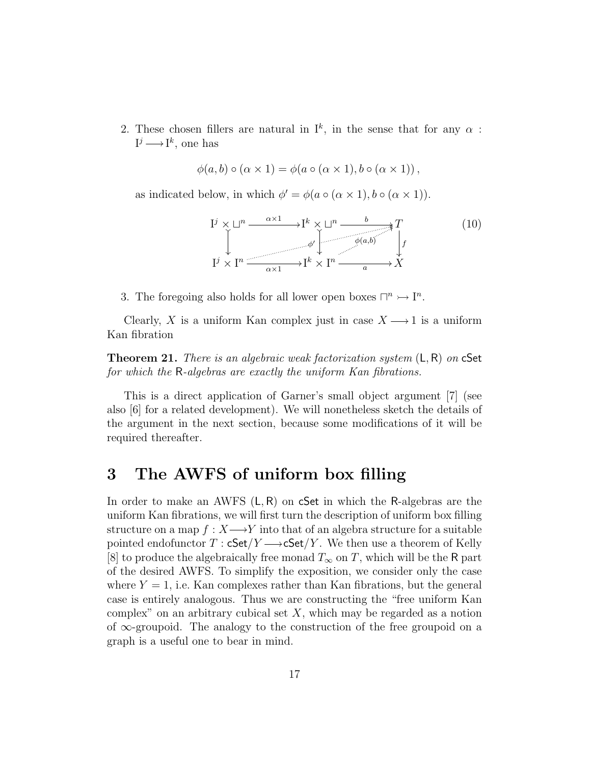2. These chosen fillers are natural in $\mathrm{I}^k$, in the sense that for any $\alpha : \mathrm{I}^j \longrightarrow \mathrm{I}^k$, one has

$$\phi(a,b) \circ (\alpha \times 1) = \phi(a \circ (\alpha \times 1), b \circ (\alpha \times 1)),$$

as indicated below, in which $\phi' = \phi(a \circ (\alpha \times 1), b \circ (\alpha \times 1))$.

$$\begin{array}{ccccc} \mathrm{I}^j \times \sqcup^n & \xrightarrow{\alpha \times 1} & \mathrm{I}^k \times \sqcup^n & \xrightarrow{b} & T \\ \big\downarrow & & \big\downarrow & \phi' \quad \phi(a,b) & \big\downarrow f \\ \mathrm{I}^j \times \mathrm{I}^n & \xrightarrow[\alpha \times 1]{} & \mathrm{I}^k \times \mathrm{I}^n & \xrightarrow[a]{} & X \end{array} \tag{10}$$

3. The foregoing also holds for all lower open boxes $\sqcap^n \rightarrowtail \mathrm{I}^n$.

Clearly, $X$ is a uniform Kan complex just in case $X \longrightarrow 1$ is a uniform Kan fibration

**Theorem 21.** *There is an algebraic weak factorization system* $(\mathsf{L}, \mathsf{R})$ *on* $\mathsf{cSet}$ *for which the* $\mathsf{R}$*-algebras are exactly the uniform Kan fibrations.*

This is a direct application of Garner's small object argument [7] (see also [6] for a related development). We will nonetheless sketch the details of the argument in the next section, because some modifications of it will be required thereafter.

# 3 The AWFS of uniform box filling

In order to make an AWFS $(\mathsf{L}, \mathsf{R})$ on $\mathsf{cSet}$ in which the $\mathsf{R}$-algebras are the uniform Kan fibrations, we will first turn the description of uniform box filling structure on a map $f : X \longrightarrow Y$ into that of an algebra structure for a suitable pointed endofunctor $T : \mathsf{cSet}/Y \longrightarrow \mathsf{cSet}/Y$. We then use a theorem of Kelly [8] to produce the algebraically free monad $T_\infty$ on $T$, which will be the $\mathsf{R}$ part of the desired AWFS. To simplify the exposition, we consider only the case where $Y = 1$, i.e. Kan complexes rather than Kan fibrations, but the general case is entirely analogous. Thus we are constructing the "free uniform Kan complex" on an arbitrary cubical set $X$, which may be regarded as a notion of $\infty$-groupoid. The analogy to the construction of the free groupoid on a graph is a useful one to bear in mind.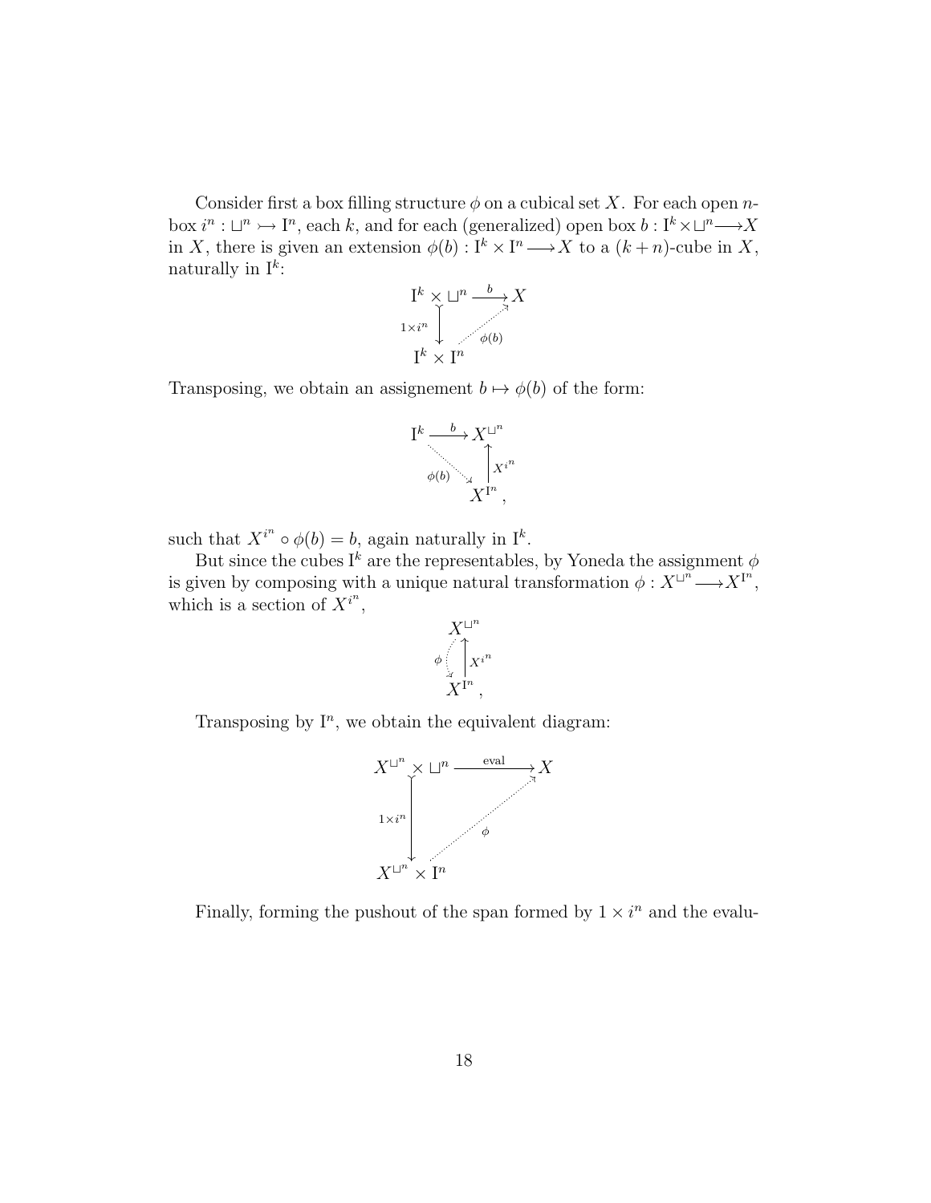Consider first a box filling structure $\phi$ on a cubical set $X$. For each open $n$-box $i^n : \sqcup^n \rightarrowtail \mathrm{I}^n$, each $k$, and for each (generalized) open box $b : \mathrm{I}^k \times \sqcup^n \longrightarrow X$ in $X$, there is given an extension $\phi(b) : \mathrm{I}^k \times \mathrm{I}^n \longrightarrow X$ to a $(k+n)$-cube in $X$, naturally in $\mathrm{I}^k$:

$$\begin{array}{ccc} \mathrm{I}^k \times \sqcup^n & \xrightarrow{\ b\ } & X \\ {\scriptstyle 1\times i^n}\big\downarrow & \nearrow_{\phi(b)} & \\ \mathrm{I}^k \times \mathrm{I}^n & & \end{array}$$

Transposing, we obtain an assignement $b \mapsto \phi(b)$ of the form:

$$\begin{array}{ccc} \mathrm{I}^k & \xrightarrow{\ b\ } & X^{\sqcup^n} \\ & {\scriptstyle \phi(b)}\searrow & \big\uparrow {\scriptstyle X^{i^n}} \\ & & X^{\mathrm{I}^n}, \end{array}$$

such that $X^{i^n} \circ \phi(b) = b$, again naturally in $\mathrm{I}^k$.

But since the cubes $\mathrm{I}^k$ are the representables, by Yoneda the assignment $\phi$ is given by composing with a unique natural transformation $\phi : X^{\sqcup^n} \longrightarrow X^{\mathrm{I}^n}$, which is a section of $X^{i^n}$,

$$\begin{array}{c} X^{\sqcup^n} \\ {\scriptstyle \phi}\big\downarrow \big\uparrow {\scriptstyle X^{i^n}} \\ X^{\mathrm{I}^n}, \end{array}$$

Transposing by $\mathrm{I}^n$, we obtain the equivalent diagram:

$$\begin{array}{ccc} X^{\sqcup^n} \times \sqcup^n & \xrightarrow{\ \mathrm{eval}\ } & X \\ {\scriptstyle 1\times i^n}\big\downarrow & \nearrow_{\phi} & \\ X^{\sqcup^n} \times \mathrm{I}^n & & \end{array}$$

Finally, forming the pushout of the span formed by $1 \times i^n$ and the evalu-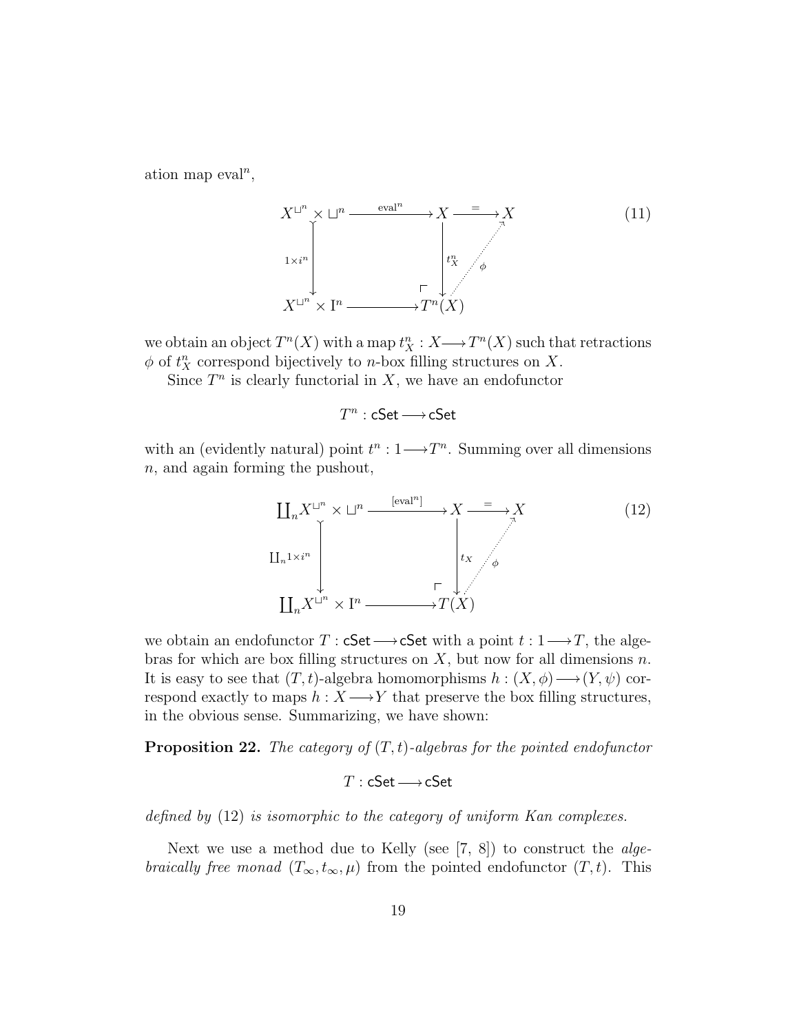ation map $\mathrm{eval}^n$,

$$\begin{array}{ccccc}
X^{\sqcup^n} \times \sqcup^n & \xrightarrow{\mathrm{eval}^n} & X & \xrightarrow{=} & X \\
\downarrow {\scriptstyle 1\times i^n} & & \downarrow {\scriptstyle t^n_X} & \nearrow {\scriptstyle \phi} & \\
X^{\sqcup^n} \times \mathrm{I}^n & \longrightarrow & T^n(X) & &
\end{array} \tag{11}$$

we obtain an object $T^n(X)$ with a map $t^n_X : X \longrightarrow T^n(X)$ such that retractions $\phi$ of $t^n_X$ correspond bijectively to $n$-box filling structures on $X$.

Since $T^n$ is clearly functorial in $X$, we have an endofunctor

$$T^n : \mathsf{cSet} \longrightarrow \mathsf{cSet}$$

with an (evidently natural) point $t^n : 1 \longrightarrow T^n$. Summing over all dimensions $n$, and again forming the pushout,

$$\begin{array}{ccccc}
\coprod_n X^{\sqcup^n} \times \sqcup^n & \xrightarrow{[\mathrm{eval}^n]} & X & \xrightarrow{=} & X \\
\downarrow {\scriptstyle \coprod_n 1\times i^n} & & \downarrow {\scriptstyle t_X} & \nearrow {\scriptstyle \phi} & \\
\coprod_n X^{\sqcup^n} \times \mathrm{I}^n & \longrightarrow & T(X) & &
\end{array} \tag{12}$$

we obtain an endofunctor $T : \mathsf{cSet} \longrightarrow \mathsf{cSet}$ with a point $t : 1 \longrightarrow T$, the algebras for which are box filling structures on $X$, but now for all dimensions $n$. It is easy to see that $(T, t)$-algebra homomorphisms $h : (X, \phi) \longrightarrow (Y, \psi)$ correspond exactly to maps $h : X \longrightarrow Y$ that preserve the box filling structures, in the obvious sense. Summarizing, we have shown:

**Proposition 22.** *The category of $(T, t)$-algebras for the pointed endofunctor*

$$T : \mathsf{cSet} \longrightarrow \mathsf{cSet}$$

*defined by* (12) *is isomorphic to the category of uniform Kan complexes.*

Next we use a method due to Kelly (see [7, 8]) to construct the *algebraically free monad* $(T_\infty, t_\infty, \mu)$ from the pointed endofunctor $(T, t)$. This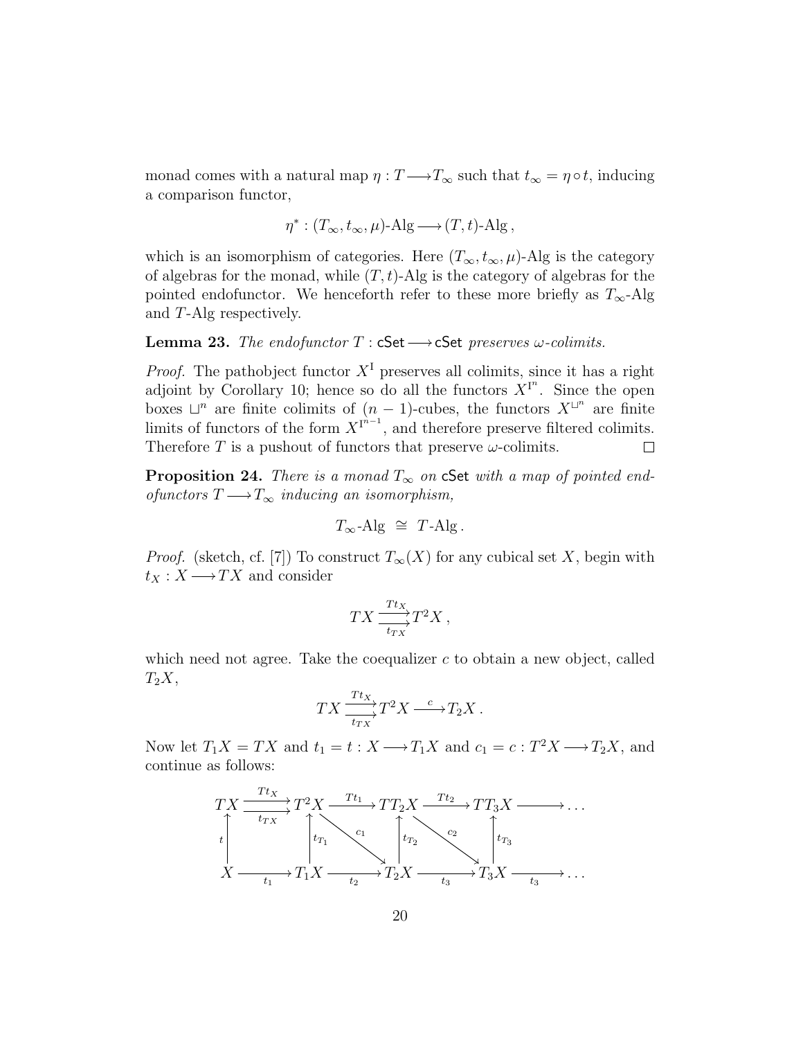monad comes with a natural map $\eta : T \longrightarrow T_\infty$ such that $t_\infty = \eta \circ t$, inducing a comparison functor,

$$\eta^* : (T_\infty, t_\infty, \mu)\text{-Alg} \longrightarrow (T, t)\text{-Alg}\,,$$

which is an isomorphism of categories. Here $(T_\infty, t_\infty, \mu)$-Alg is the category of algebras for the monad, while $(T, t)$-Alg is the category of algebras for the pointed endofunctor. We henceforth refer to these more briefly as $T_\infty$-Alg and $T$-Alg respectively.

**Lemma 23.** *The endofunctor $T : \mathsf{cSet} \longrightarrow \mathsf{cSet}$ preserves $\omega$-colimits.*

*Proof.* The pathobject functor $X^{\mathrm{I}}$ preserves all colimits, since it has a right adjoint by Corollary 10; hence so do all the functors $X^{\mathrm{I}^n}$. Since the open boxes $\sqcup^n$ are finite colimits of $(n-1)$-cubes, the functors $X^{\sqcup^n}$ are finite limits of functors of the form $X^{\mathrm{I}^{n-1}}$, and therefore preserve filtered colimits. Therefore $T$ is a pushout of functors that preserve $\omega$-colimits. $\square$

**Proposition 24.** *There is a monad $T_\infty$ on $\mathsf{cSet}$ with a map of pointed endofunctors $T \longrightarrow T_\infty$ inducing an isomorphism,*

$$T_\infty\text{-Alg} \;\cong\; T\text{-Alg}\,.$$

*Proof.* (sketch, cf. [7]) To construct $T_\infty(X)$ for any cubical set $X$, begin with $t_X : X \longrightarrow TX$ and consider

$$TX \underset{t_{TX}}{\overset{Tt_X}{\rightrightarrows}} T^2X\,,$$

which need not agree. Take the coequalizer $c$ to obtain a new object, called $T_2X$,

$$TX \underset{t_{TX}}{\overset{Tt_X}{\rightrightarrows}} T^2X \overset{c}{\longrightarrow} T_2X\,.$$

Now let $T_1X = TX$ and $t_1 = t : X \longrightarrow T_1X$ and $c_1 = c : T^2X \longrightarrow T_2X$, and continue as follows:

$$\begin{array}{ccccccccc}
TX & \underset{t_{TX}}{\overset{Tt_X}{\rightrightarrows}} & T^2X & \xrightarrow{Tt_1} & TT_2X & \xrightarrow{Tt_2} & TT_3X & \longrightarrow & \dots \\
\uparrow{\scriptstyle t} & & \uparrow{\scriptstyle t_{T_1}} & \searrow^{c_1} & \uparrow{\scriptstyle t_{T_2}} & \searrow^{c_2} & \uparrow{\scriptstyle t_{T_3}} & & \\
X & \xrightarrow[t_1]{} & T_1X & \xrightarrow[t_2]{} & T_2X & \xrightarrow[t_3]{} & T_3X & \xrightarrow[t_3]{} & \dots
\end{array}$$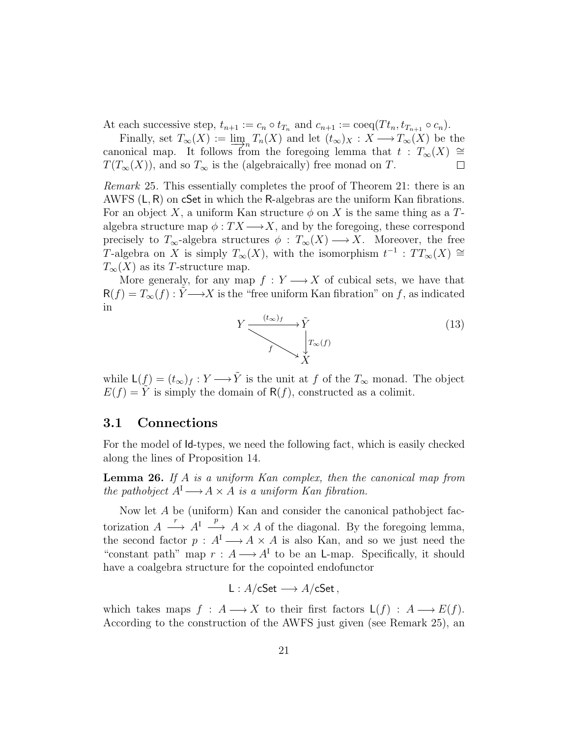At each successive step, $t_{n+1} := c_n \circ t_{T_n}$ and $c_{n+1} := \mathrm{coeq}(Tt_n, t_{T_{n+1}} \circ c_n)$.

Finally, set $T_\infty(X) := \varinjlim_n T_n(X)$ and let $(t_\infty)_X : X \longrightarrow T_\infty(X)$ be the canonical map. It follows from the foregoing lemma that $t : T_\infty(X) \cong T(T_\infty(X))$, and so $T_\infty$ is the (algebraically) free monad on $T$. $\square$

*Remark* 25. This essentially completes the proof of Theorem 21: there is an AWFS $(\mathsf{L}, \mathsf{R})$ on $\mathsf{cSet}$ in which the $\mathsf{R}$-algebras are the uniform Kan fibrations. For an object $X$, a uniform Kan structure $\phi$ on $X$ is the same thing as a $T$-algebra structure map $\phi : TX \longrightarrow X$, and by the foregoing, these correspond precisely to $T_\infty$-algebra structures $\phi : T_\infty(X) \longrightarrow X$. Moreover, the free $T$-algebra on $X$ is simply $T_\infty(X)$, with the isomorphism $t^{-1} : TT_\infty(X) \cong T_\infty(X)$ as its $T$-structure map.

More generaly, for any map $f : Y \longrightarrow X$ of cubical sets, we have that $\mathsf{R}(f) = T_\infty(f) : \tilde{Y} \longrightarrow X$ is the "free uniform Kan fibration" on $f$, as indicated in

$$\begin{array}{ccc} Y & \xrightarrow{(t_\infty)_f} & \tilde{Y} \\ & {\scriptstyle f} \searrow & \downarrow {\scriptstyle T_\infty(f)} \\ & & X \end{array} \tag{13}$$

while $\mathsf{L}(f) = (t_\infty)_f : Y \longrightarrow \tilde{Y}$ is the unit at $f$ of the $T_\infty$ monad. The object $E(f) = \tilde{Y}$ is simply the domain of $\mathsf{R}(f)$, constructed as a colimit.

## 3.1 Connections

For the model of $\mathsf{Id}$-types, we need the following fact, which is easily checked along the lines of Proposition 14.

**Lemma 26.** *If $A$ is a uniform Kan complex, then the canonical map from the pathobject $A^{\mathrm{I}} \longrightarrow A \times A$ is a uniform Kan fibration.*

Now let $A$ be (uniform) Kan and consider the canonical pathobject factorization $A \xrightarrow{r} A^{\mathrm{I}} \xrightarrow{p} A \times A$ of the diagonal. By the foregoing lemma, the second factor $p : A^{\mathrm{I}} \longrightarrow A \times A$ is also Kan, and so we just need the "constant path" map $r : A \longrightarrow A^{\mathrm{I}}$ to be an $\mathsf{L}$-map. Specifically, it should have a coalgebra structure for the copointed endofunctor

$$\mathsf{L} : A/\mathsf{cSet} \longrightarrow A/\mathsf{cSet}\,,$$

which takes maps $f : A \longrightarrow X$ to their first factors $\mathsf{L}(f) : A \longrightarrow E(f)$. According to the construction of the AWFS just given (see Remark 25), an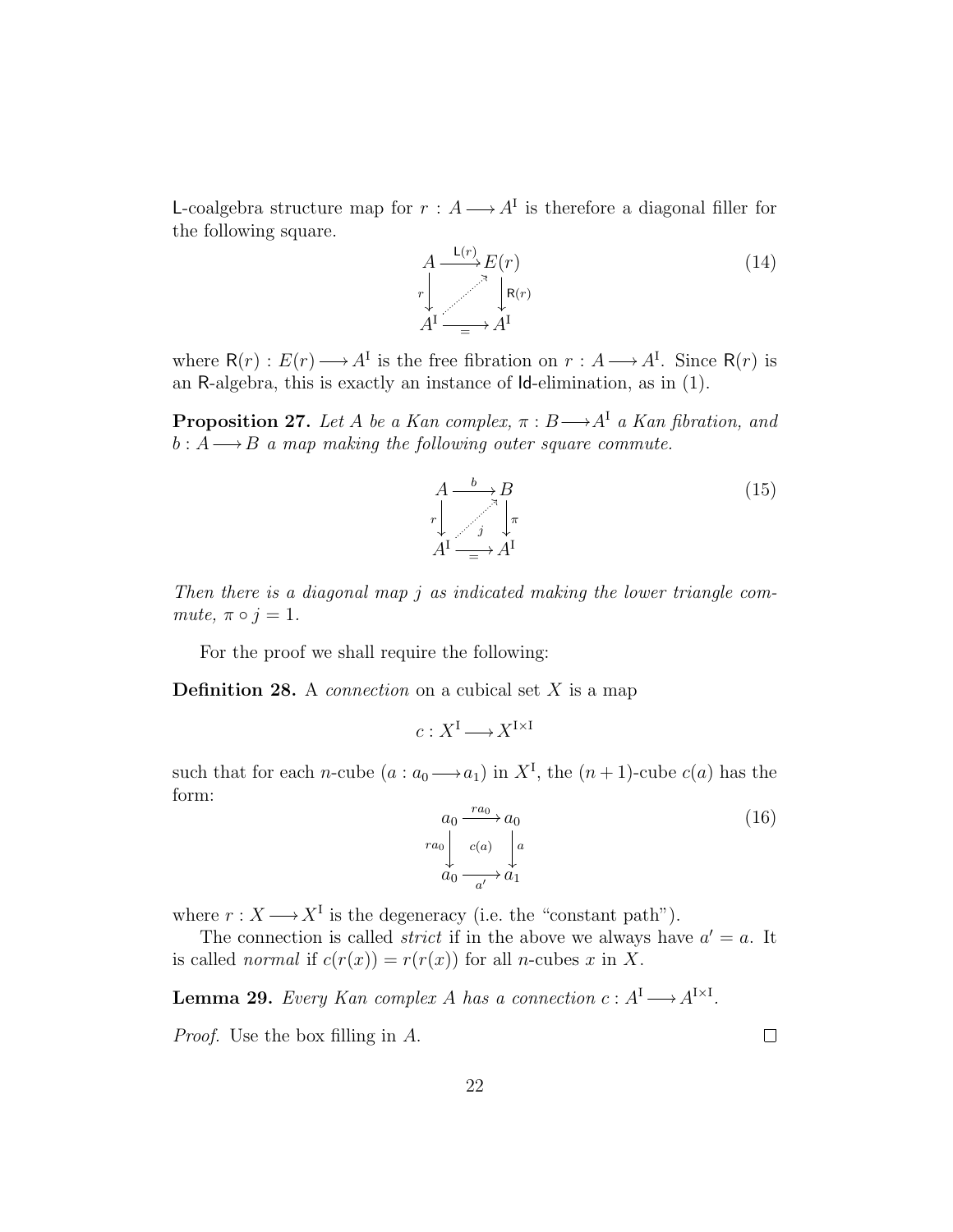L-coalgebra structure map for $r : A \longrightarrow A^{\mathrm{I}}$ is therefore a diagonal filler for the following square.

$$
\begin{array}{ccc}
A & \xrightarrow{\mathsf{L}(r)} & E(r) \\
{\scriptstyle r}\downarrow & \nearrow & \downarrow{\scriptstyle \mathsf{R}(r)} \\
A^{\mathrm{I}} & \xrightarrow[=]{} & A^{\mathrm{I}}
\end{array}
\tag{14}
$$

where $\mathsf{R}(r) : E(r) \longrightarrow A^{\mathrm{I}}$ is the free fibration on $r : A \longrightarrow A^{\mathrm{I}}$. Since $\mathsf{R}(r)$ is an R-algebra, this is exactly an instance of Id-elimination, as in (1).

**Proposition 27.** *Let $A$ be a Kan complex, $\pi : B \longrightarrow A^{\mathrm{I}}$ a Kan fibration, and $b : A \longrightarrow B$ a map making the following outer square commute.*

$$
\begin{array}{ccc}
A & \xrightarrow{b} & B \\
{\scriptstyle r}\downarrow & \overset{j}{\nearrow} & \downarrow{\scriptstyle \pi} \\
A^{\mathrm{I}} & \xrightarrow[=]{} & A^{\mathrm{I}}
\end{array}
\tag{15}
$$

*Then there is a diagonal map $j$ as indicated making the lower triangle commute, $\pi \circ j = 1$.*

For the proof we shall require the following:

**Definition 28.** A *connection* on a cubical set $X$ is a map

$$
c : X^{\mathrm{I}} \longrightarrow X^{\mathrm{I} \times \mathrm{I}}
$$

such that for each $n$-cube $(a : a_0 \longrightarrow a_1)$ in $X^{\mathrm{I}}$, the $(n+1)$-cube $c(a)$ has the form:

$$
\begin{array}{ccc}
a_0 & \xrightarrow{ra_0} & a_0 \\
{\scriptstyle ra_0}\downarrow & c(a) & \downarrow{\scriptstyle a} \\
a_0 & \xrightarrow[a']{} & a_1
\end{array}
\tag{16}
$$

where $r : X \longrightarrow X^{\mathrm{I}}$ is the degeneracy (i.e. the "constant path").

The connection is called *strict* if in the above we always have $a' = a$. It is called *normal* if $c(r(x)) = r(r(x))$ for all $n$-cubes $x$ in $X$.

**Lemma 29.** *Every Kan complex $A$ has a connection $c : A^{\mathrm{I}} \longrightarrow A^{\mathrm{I} \times \mathrm{I}}$.*

*Proof.* Use the box filling in $A$. $\square$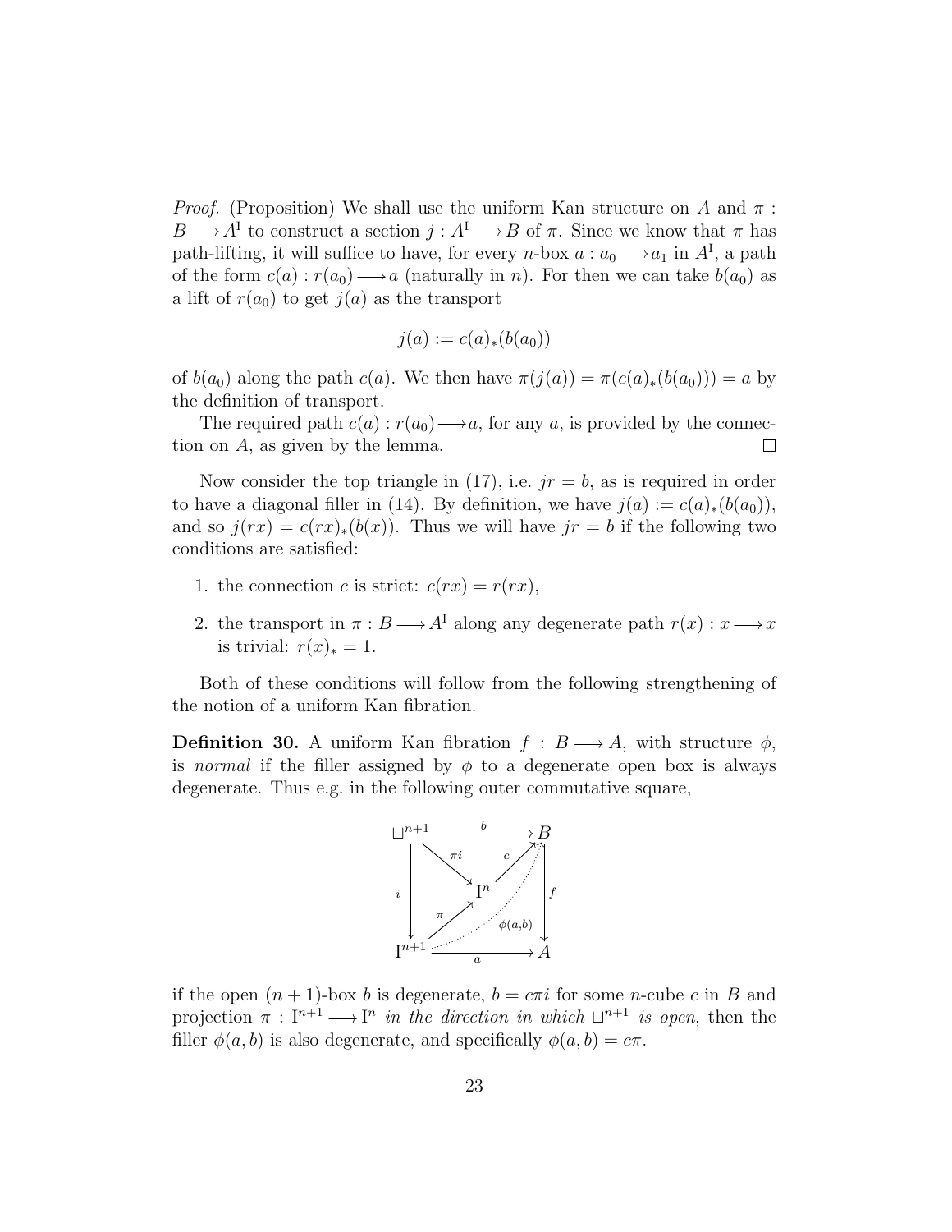*Proof.* (Proposition) We shall use the uniform Kan structure on $A$ and $\pi : B \longrightarrow A^{\mathrm{I}}$ to construct a section $j : A^{\mathrm{I}} \longrightarrow B$ of $\pi$. Since we know that $\pi$ has path-lifting, it will suffice to have, for every $n$-box $a : a_0 \longrightarrow a_1$ in $A^{\mathrm{I}}$, a path of the form $c(a) : r(a_0) \longrightarrow a$ (naturally in $n$). For then we can take $b(a_0)$ as a lift of $r(a_0)$ to get $j(a)$ as the transport

$$j(a) := c(a)_*(b(a_0))$$

of $b(a_0)$ along the path $c(a)$. We then have $\pi(j(a)) = \pi(c(a)_*(b(a_0))) = a$ by the definition of transport.

The required path $c(a) : r(a_0) \longrightarrow a$, for any $a$, is provided by the connection on $A$, as given by the lemma. □

Now consider the top triangle in (17), i.e. $jr = b$, as is required in order to have a diagonal filler in (14). By definition, we have $j(a) := c(a)_*(b(a_0))$, and so $j(rx) = c(rx)_*(b(x))$. Thus we will have $jr = b$ if the following two conditions are satisfied:

1. the connection $c$ is strict: $c(rx) = r(rx)$,
2. the transport in $\pi : B \longrightarrow A^{\mathrm{I}}$ along any degenerate path $r(x) : x \longrightarrow x$ is trivial: $r(x)_* = 1$.

Both of these conditions will follow from the following strengthening of the notion of a uniform Kan fibration.

**Definition 30.** A uniform Kan fibration $f : B \longrightarrow A$, with structure $\phi$, is *normal* if the filler assigned by $\phi$ to a degenerate open box is always degenerate. Thus e.g. in the following outer commutative square,

$$\begin{array}{ccc}
\sqcup^{n+1} & \xrightarrow{\quad b \quad} & B \\
 & \searrow^{\pi i} \quad \nearrow^{c} & \\
i \downarrow & \mathrm{I}^n & \downarrow f \\
 & \nearrow_{\pi} \quad \phi(a,b) & \\
\mathrm{I}^{n+1} & \xrightarrow[\quad a \quad]{} & A
\end{array}$$

if the open $(n+1)$-box $b$ is degenerate, $b = c\pi i$ for some $n$-cube $c$ in $B$ and projection $\pi : \mathrm{I}^{n+1} \longrightarrow \mathrm{I}^n$ *in the direction in which* $\sqcup^{n+1}$ *is open*, then the filler $\phi(a, b)$ is also degenerate, and specifically $\phi(a, b) = c\pi$.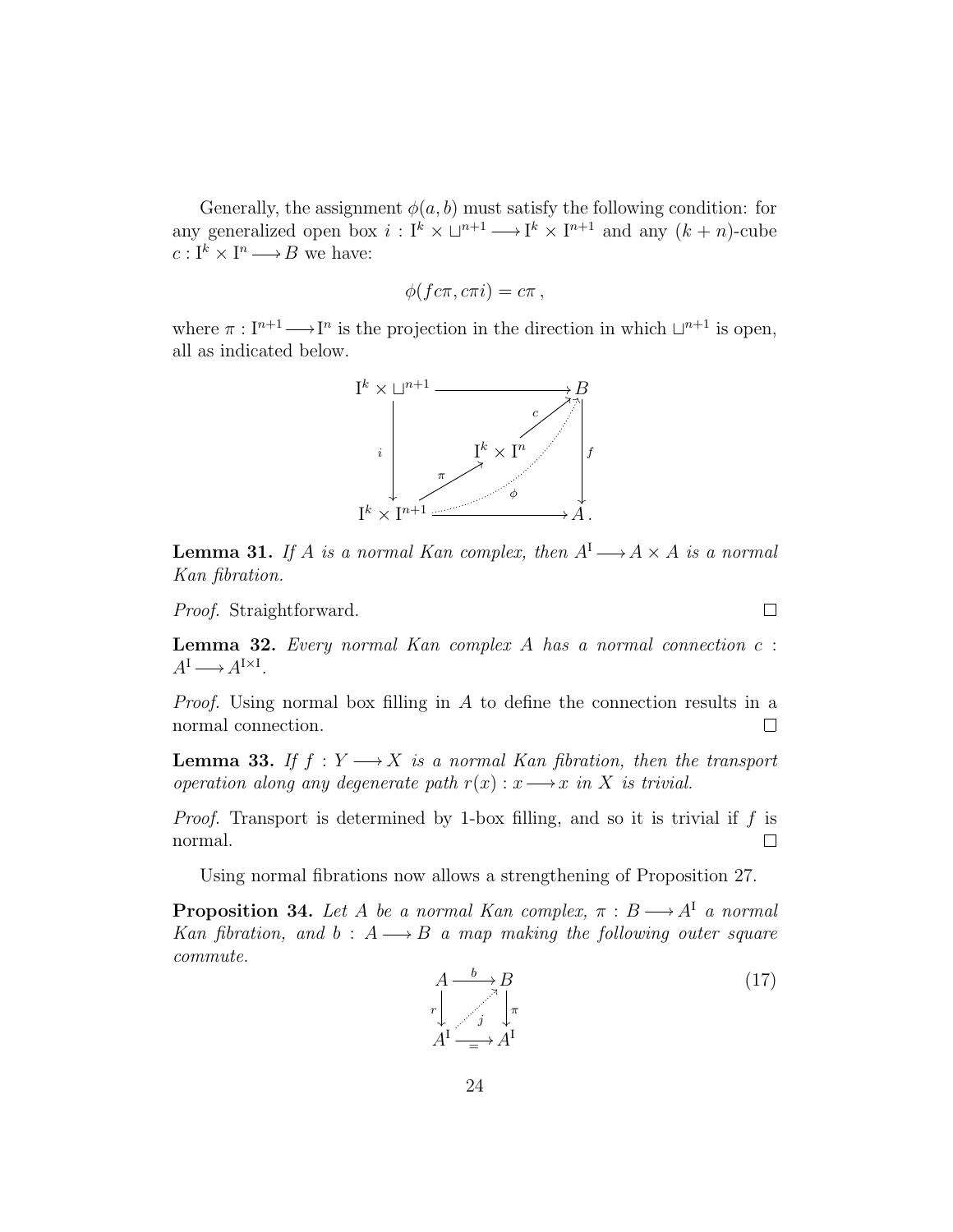Generally, the assignment $\phi(a, b)$ must satisfy the following condition: for any generalized open box $i : \mathrm{I}^k \times \sqcup^{n+1} \longrightarrow \mathrm{I}^k \times \mathrm{I}^{n+1}$ and any $(k+n)$-cube $c : \mathrm{I}^k \times \mathrm{I}^n \longrightarrow B$ we have:

$$\phi(fc\pi, c\pi i) = c\pi \,,$$

where $\pi : \mathrm{I}^{n+1} \longrightarrow \mathrm{I}^n$ is the projection in the direction in which $\sqcup^{n+1}$ is open, all as indicated below.

$$\begin{array}{ccc}
\mathrm{I}^k \times \sqcup^{n+1} & \longrightarrow & B \\
{\scriptstyle i}\downarrow & \mathrm{I}^k \times \mathrm{I}^n \xrightarrow{c} B & \downarrow{\scriptstyle f} \\
\mathrm{I}^k \times \mathrm{I}^{n+1} & \longrightarrow & A\,.
\end{array}$$

(with $\pi : \mathrm{I}^k \times \mathrm{I}^{n+1} \longrightarrow \mathrm{I}^k \times \mathrm{I}^n$ and the dotted diagonal $\phi : \mathrm{I}^k \times \mathrm{I}^{n+1} \longrightarrow B$)

**Lemma 31.** *If $A$ is a normal Kan complex, then $A^{\mathrm{I}} \longrightarrow A \times A$ is a normal Kan fibration.*

*Proof.* Straightforward. $\square$

**Lemma 32.** *Every normal Kan complex $A$ has a normal connection $c : A^{\mathrm{I}} \longrightarrow A^{\mathrm{I} \times \mathrm{I}}$.*

*Proof.* Using normal box filling in $A$ to define the connection results in a normal connection. $\square$

**Lemma 33.** *If $f : Y \longrightarrow X$ is a normal Kan fibration, then the transport operation along any degenerate path $r(x) : x \longrightarrow x$ in $X$ is trivial.*

*Proof.* Transport is determined by 1-box filling, and so it is trivial if $f$ is normal. $\square$

Using normal fibrations now allows a strengthening of Proposition 27.

**Proposition 34.** *Let $A$ be a normal Kan complex, $\pi : B \longrightarrow A^{\mathrm{I}}$ a normal Kan fibration, and $b : A \longrightarrow B$ a map making the following outer square commute.*

$$\begin{array}{ccc}
A & \xrightarrow{b} & B \\
{\scriptstyle r}\downarrow & \overset{j}{\nearrow} & \downarrow{\scriptstyle \pi} \\
A^{\mathrm{I}} & \xrightarrow{=} & A^{\mathrm{I}}
\end{array} \tag{17}$$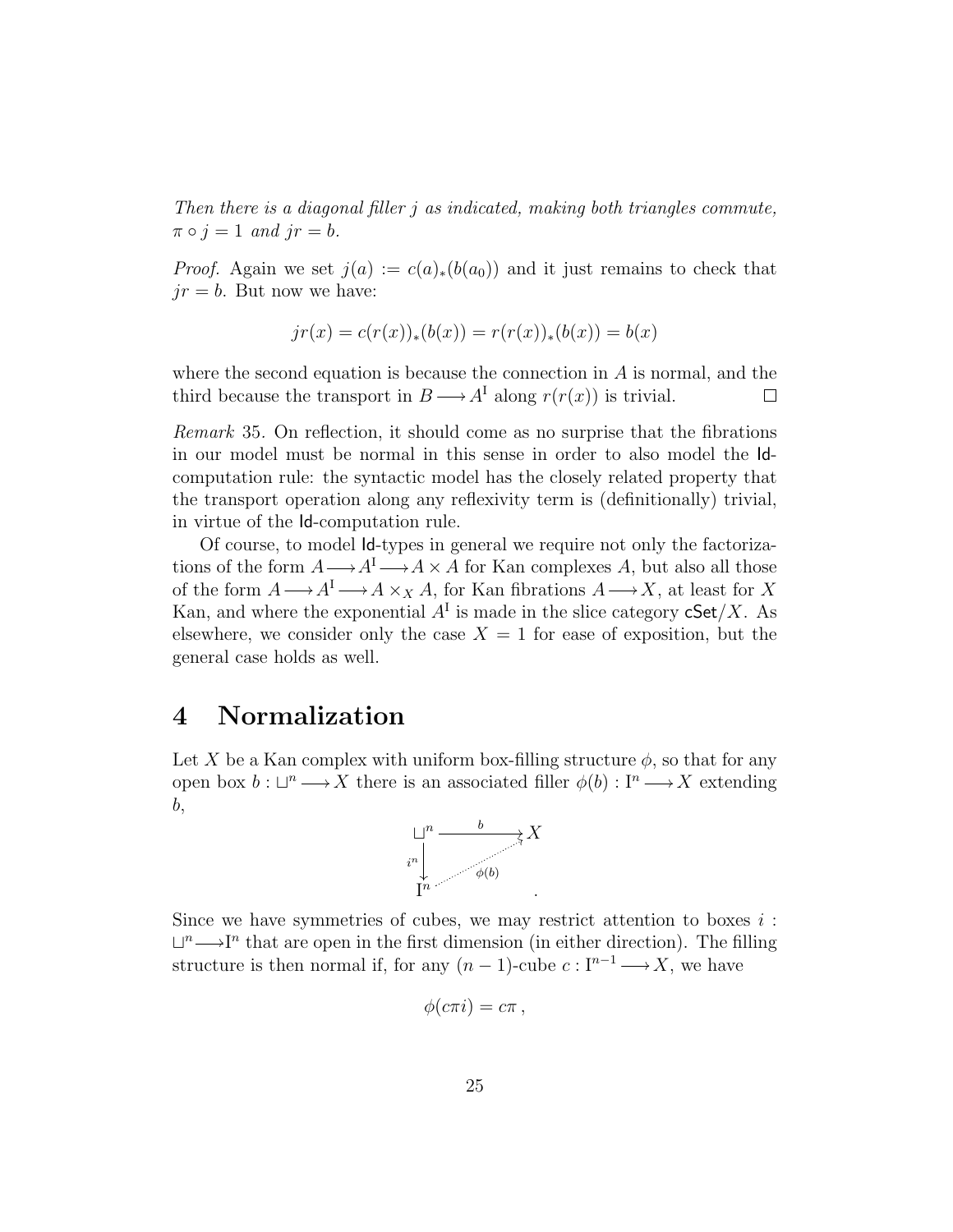*Then there is a diagonal filler $j$ as indicated, making both triangles commute, $\pi \circ j = 1$ and $jr = b$.*

*Proof.* Again we set $j(a) := c(a)_*(b(a_0))$ and it just remains to check that $jr = b$. But now we have:

$$jr(x) = c(r(x))_*(b(x)) = r(r(x))_*(b(x)) = b(x)$$

where the second equation is because the connection in $A$ is normal, and the third because the transport in $B \longrightarrow A^{\mathrm{I}}$ along $r(r(x))$ is trivial. $\square$

*Remark* 35. On reflection, it should come as no surprise that the fibrations in our model must be normal in this sense in order to also model the $\mathsf{Id}$-computation rule: the syntactic model has the closely related property that the transport operation along any reflexivity term is (definitionally) trivial, in virtue of the $\mathsf{Id}$-computation rule.

Of course, to model $\mathsf{Id}$-types in general we require not only the factorizations of the form $A \longrightarrow A^{\mathrm{I}} \longrightarrow A \times A$ for Kan complexes $A$, but also all those of the form $A \longrightarrow A^{\mathrm{I}} \longrightarrow A \times_X A$, for Kan fibrations $A \longrightarrow X$, at least for $X$ Kan, and where the exponential $A^{\mathrm{I}}$ is made in the slice category $\mathsf{cSet}/X$. As elsewhere, we consider only the case $X = 1$ for ease of exposition, but the general case holds as well.

# 4 Normalization

Let $X$ be a Kan complex with uniform box-filling structure $\phi$, so that for any open box $b : \sqcup^n \longrightarrow X$ there is an associated filler $\phi(b) : \mathrm{I}^n \longrightarrow X$ extending $b$,

$$\begin{array}{ccc} \sqcup^n & \xrightarrow{\;b\;} & X \\ {\scriptstyle i^n}\downarrow & \nearrow_{\phi(b)} & \\ \mathrm{I}^n & & \end{array}$$

Since we have symmetries of cubes, we may restrict attention to boxes $i : \sqcup^n \longrightarrow \mathrm{I}^n$ that are open in the first dimension (in either direction). The filling structure is then normal if, for any $(n-1)$-cube $c : \mathrm{I}^{n-1} \longrightarrow X$, we have

$$\phi(c\pi i) = c\pi \,,$$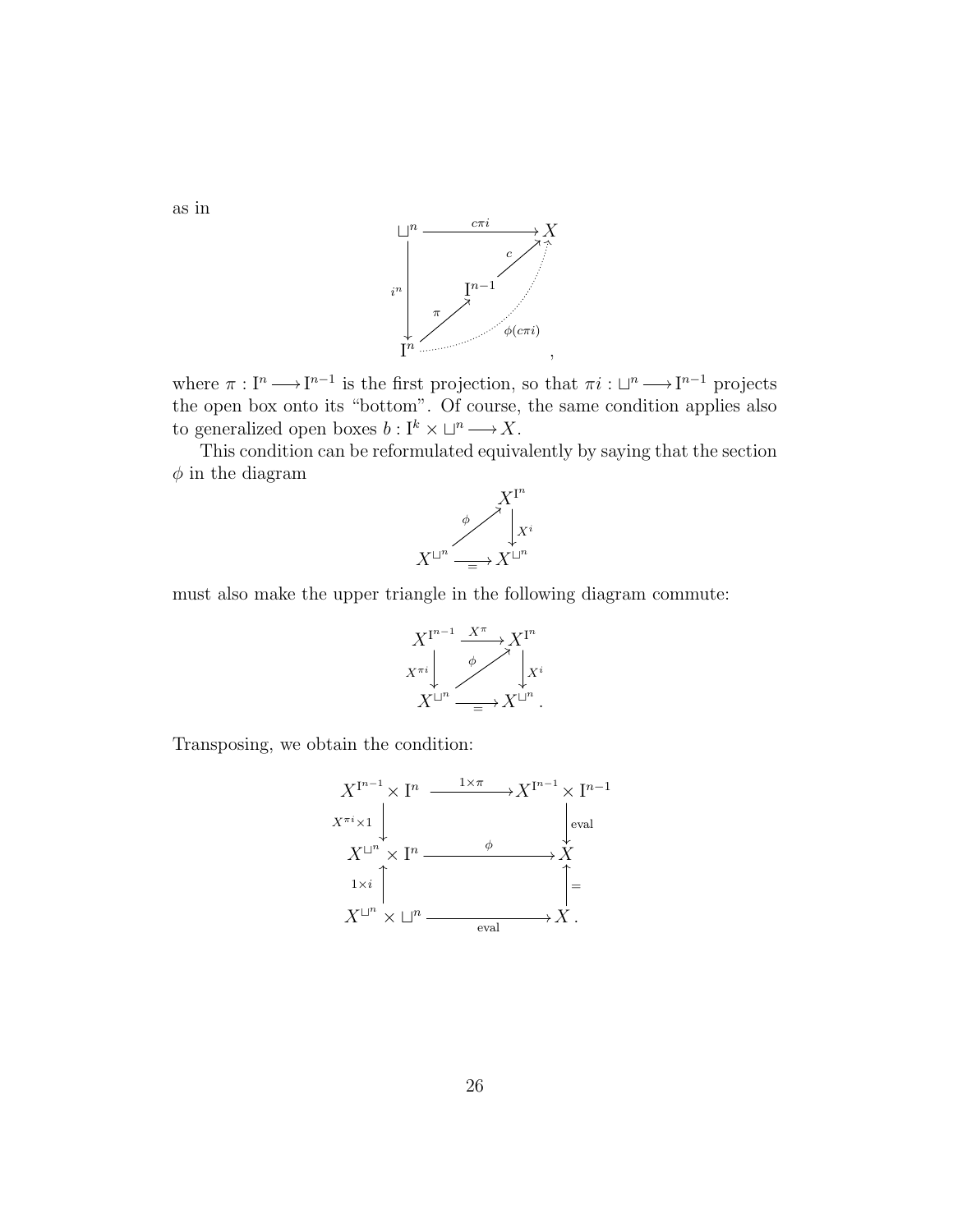as in

$$
\begin{array}{ccc}
\sqcup^n & \xrightarrow{c\pi i} & X \\
{\scriptstyle i^n}\downarrow & \mathrm{I}^{n-1} \nearrow_{c} & \\
\mathrm{I}^n & \xrightarrow[\pi]{} \mathrm{I}^{n-1} \quad \overset{\phi(c\pi i)}{\dashrightarrow} & X
\end{array},
$$

where $\pi : \mathrm{I}^n \longrightarrow \mathrm{I}^{n-1}$ is the first projection, so that $\pi i : \sqcup^n \longrightarrow \mathrm{I}^{n-1}$ projects the open box onto its "bottom". Of course, the same condition applies also to generalized open boxes $b : \mathrm{I}^k \times \sqcup^n \longrightarrow X$.

This condition can be reformulated equivalently by saying that the section $\phi$ in the diagram

$$
\begin{array}{ccc}
 & & X^{\mathrm{I}^n} \\
 & \overset{\phi}{\nearrow} & \downarrow{\scriptstyle X^i} \\
X^{\sqcup^n} & \xrightarrow[=]{} & X^{\sqcup^n}
\end{array}
$$

must also make the upper triangle in the following diagram commute:

$$
\begin{array}{ccc}
X^{\mathrm{I}^{n-1}} & \xrightarrow{X^\pi} & X^{\mathrm{I}^n} \\
{\scriptstyle X^{\pi i}}\downarrow & \overset{\phi}{\nearrow} & \downarrow{\scriptstyle X^i} \\
X^{\sqcup^n} & \xrightarrow[=]{} & X^{\sqcup^n}\,.
\end{array}
$$

Transposing, we obtain the condition:

$$
\begin{array}{ccc}
X^{\mathrm{I}^{n-1}} \times \mathrm{I}^n & \xrightarrow{1\times\pi} & X^{\mathrm{I}^{n-1}} \times \mathrm{I}^{n-1} \\
{\scriptstyle X^{\pi i}\times 1}\downarrow & & \downarrow{\scriptstyle \mathrm{eval}} \\
X^{\sqcup^n} \times \mathrm{I}^n & \xrightarrow{\phi} & X \\
{\scriptstyle 1\times i}\uparrow & & \uparrow{\scriptstyle =} \\
X^{\sqcup^n} \times \sqcup^n & \xrightarrow[\mathrm{eval}]{} & X\,.
\end{array}
$$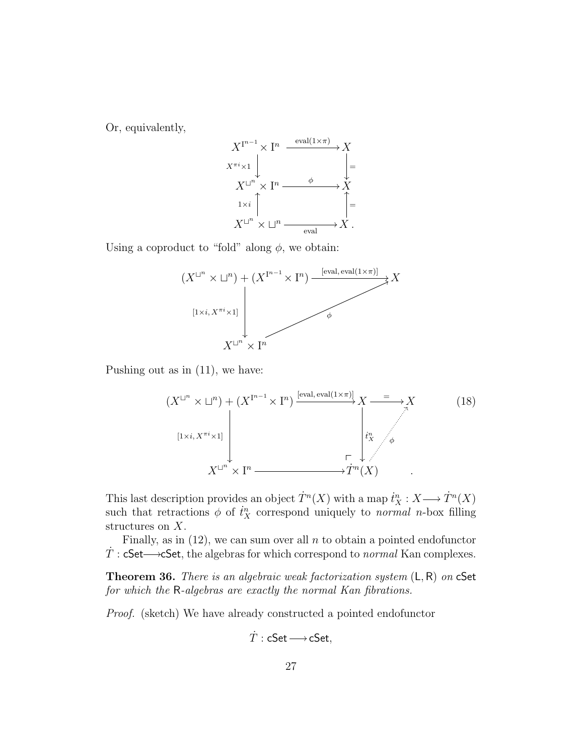Or, equivalently,

$$\begin{array}{ccc}
X^{\mathrm{I}^{n-1}} \times \mathrm{I}^n & \xrightarrow{\mathrm{eval}(1\times\pi)} & X \\
\downarrow{\scriptstyle X^{\pi i}\times 1} & & \downarrow{\scriptstyle =} \\
X^{\sqcup^n} \times \mathrm{I}^n & \xrightarrow{\phi} & X \\
\uparrow{\scriptstyle 1\times i} & & \uparrow{\scriptstyle =} \\
X^{\sqcup^n} \times \sqcup^n & \xrightarrow[\mathrm{eval}]{} & X\,.
\end{array}$$

Using a coproduct to "fold" along $\phi$, we obtain:

$$\begin{array}{ccc}
(X^{\sqcup^n} \times \sqcup^n) + (X^{\mathrm{I}^{n-1}} \times \mathrm{I}^n) & \xrightarrow{[\mathrm{eval},\, \mathrm{eval}(1\times\pi)]} & X \\
\downarrow{\scriptstyle [1\times i,\, X^{\pi i}\times 1]} & \nearrow{\scriptstyle \phi} & \\
X^{\sqcup^n} \times \mathrm{I}^n & &
\end{array}$$

Pushing out as in (11), we have:

$$\begin{array}{ccccc}
(X^{\sqcup^n} \times \sqcup^n) + (X^{\mathrm{I}^{n-1}} \times \mathrm{I}^n) & \xrightarrow{[\mathrm{eval},\, \mathrm{eval}(1\times\pi)]} & X & \xrightarrow{=} & X \\
\downarrow{\scriptstyle [1\times i,\, X^{\pi i}\times 1]} & & \downarrow{\scriptstyle \dot{t}^n_X} & \nearrow{\scriptstyle \phi} & \\
X^{\sqcup^n} \times \mathrm{I}^n & \longrightarrow & \dot{T}^n(X) & &
\end{array} \tag{18}$$

This last description provides an object $\dot{T}^n(X)$ with a map $\dot{t}^n_X : X \longrightarrow \dot{T}^n(X)$ such that retractions $\phi$ of $\dot{t}^n_X$ correspond uniquely to *normal* $n$-box filling structures on $X$.

Finally, as in (12), we can sum over all $n$ to obtain a pointed endofunctor $\dot{T} : \mathsf{cSet} \longrightarrow \mathsf{cSet}$, the algebras for which correspond to *normal* Kan complexes.

**Theorem 36.** *There is an algebraic weak factorization system* $(\mathsf{L}, \mathsf{R})$ *on* $\mathsf{cSet}$ *for which the* $\mathsf{R}$*-algebras are exactly the normal Kan fibrations.*

*Proof.* (sketch) We have already constructed a pointed endofunctor

$$\dot{T} : \mathsf{cSet} \longrightarrow \mathsf{cSet},$$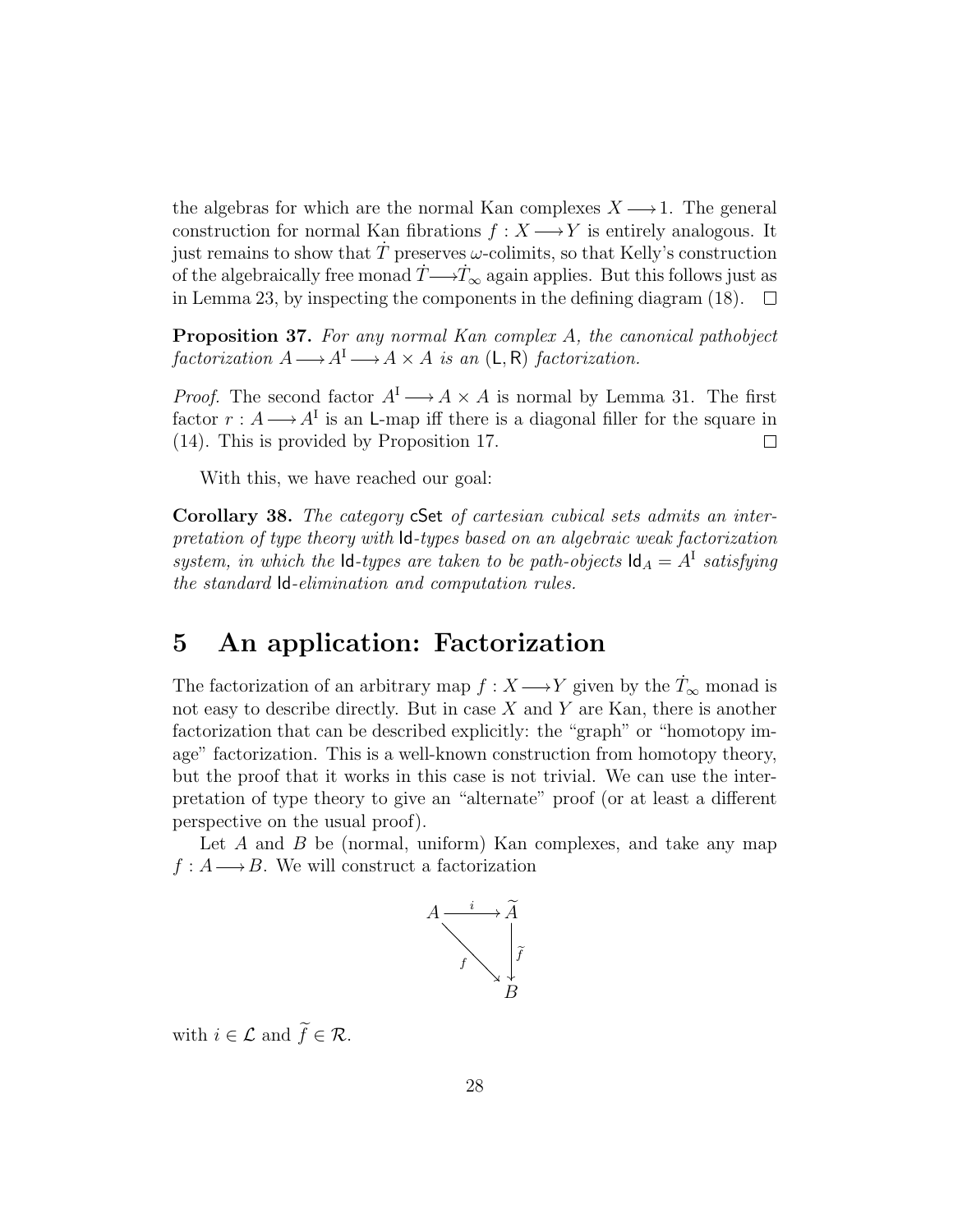the algebras for which are the normal Kan complexes $X \longrightarrow 1$. The general construction for normal Kan fibrations $f : X \longrightarrow Y$ is entirely analogous. It just remains to show that $\dot{T}$ preserves $\omega$-colimits, so that Kelly's construction of the algebraically free monad $\dot{T} \longrightarrow \dot{T}_\infty$ again applies. But this follows just as in Lemma 23, by inspecting the components in the defining diagram (18). □

**Proposition 37.** *For any normal Kan complex $A$, the canonical pathobject factorization $A \longrightarrow A^{\mathrm{I}} \longrightarrow A \times A$ is an $(\mathsf{L}, \mathsf{R})$ factorization.*

*Proof.* The second factor $A^{\mathrm{I}} \longrightarrow A \times A$ is normal by Lemma 31. The first factor $r : A \longrightarrow A^{\mathrm{I}}$ is an $\mathsf{L}$-map iff there is a diagonal filler for the square in (14). This is provided by Proposition 17. □

With this, we have reached our goal:

**Corollary 38.** *The category $\mathsf{cSet}$ of cartesian cubical sets admits an interpretation of type theory with $\mathsf{Id}$-types based on an algebraic weak factorization system, in which the $\mathsf{Id}$-types are taken to be path-objects $\mathsf{Id}_A = A^{\mathrm{I}}$ satisfying the standard $\mathsf{Id}$-elimination and computation rules.*

# 5 An application: Factorization

The factorization of an arbitrary map $f : X \longrightarrow Y$ given by the $\dot{T}_\infty$ monad is not easy to describe directly. But in case $X$ and $Y$ are Kan, there is another factorization that can be described explicitly: the "graph" or "homotopy image" factorization. This is a well-known construction from homotopy theory, but the proof that it works in this case is not trivial. We can use the interpretation of type theory to give an "alternate" proof (or at least a different perspective on the usual proof).

Let $A$ and $B$ be (normal, uniform) Kan complexes, and take any map $f : A \longrightarrow B$. We will construct a factorization

$$
\begin{array}{ccc}
A & \xrightarrow{\;i\;} & \widetilde{A} \\
& \searrow^{f} & \downarrow{\scriptstyle \widetilde{f}} \\
& & B
\end{array}
$$

with $i \in \mathcal{L}$ and $\widetilde{f} \in \mathcal{R}$.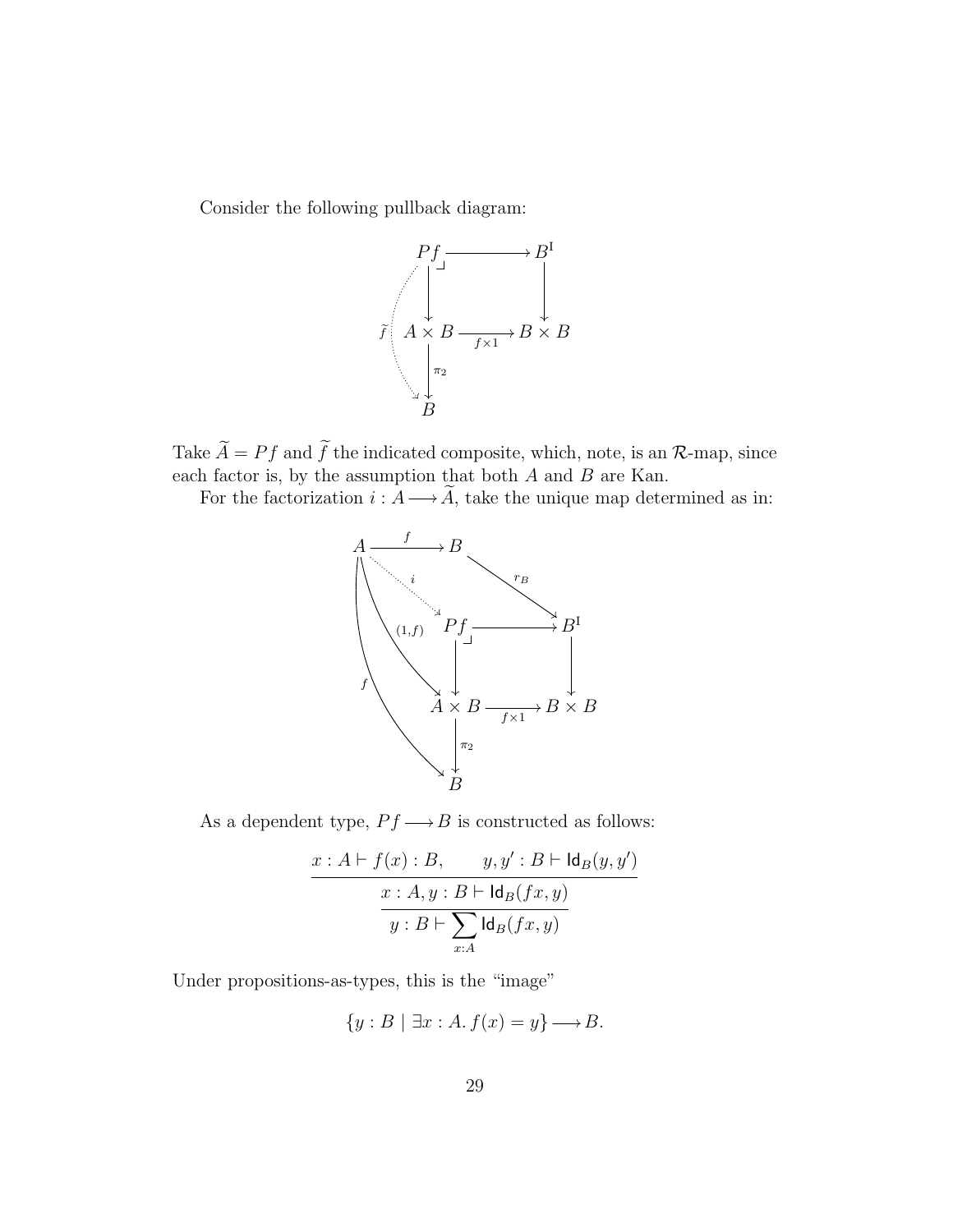Consider the following pullback diagram:

$$
\begin{array}{ccc}
Pf & \longrightarrow & B^{\mathrm{I}} \\
\downarrow & \lrcorner & \downarrow \\
A \times B & \xrightarrow{f \times 1} & B \times B \\
\downarrow \pi_2 & & \\
B & &
\end{array}
\qquad \widetilde{f} : Pf \dashrightarrow B
$$

Take $\widetilde{A} = Pf$ and $\widetilde{f}$ the indicated composite, which, note, is an $\mathcal{R}$-map, since each factor is, by the assumption that both $A$ and $B$ are Kan.

For the factorization $i : A \longrightarrow \widetilde{A}$, take the unique map determined as in:

$$
\begin{array}{ccccc}
A & \xrightarrow{f} & B & & \\
& \overset{i}{\searrow} & & \overset{r_B}{\searrow} & \\
& & Pf & \longrightarrow & B^{\mathrm{I}} \\
& \overset{(1,f)}{\searrow} & \downarrow & & \downarrow \\
& & A \times B & \xrightarrow{f \times 1} & B \times B \\
& \overset{f}{\searrow} & \downarrow \pi_2 & & \\
& & B & &
\end{array}
$$

As a dependent type, $Pf \longrightarrow B$ is constructed as follows:

$$
\dfrac{\dfrac{x : A \vdash f(x) : B, \qquad y, y' : B \vdash \mathsf{Id}_B(y, y')}{x : A, y : B \vdash \mathsf{Id}_B(fx, y)}}{y : B \vdash \displaystyle\sum_{x:A} \mathsf{Id}_B(fx, y)}
$$

Under propositions-as-types, this is the "image"

$$
\{y : B \mid \exists x : A.\, f(x) = y\} \longrightarrow B.
$$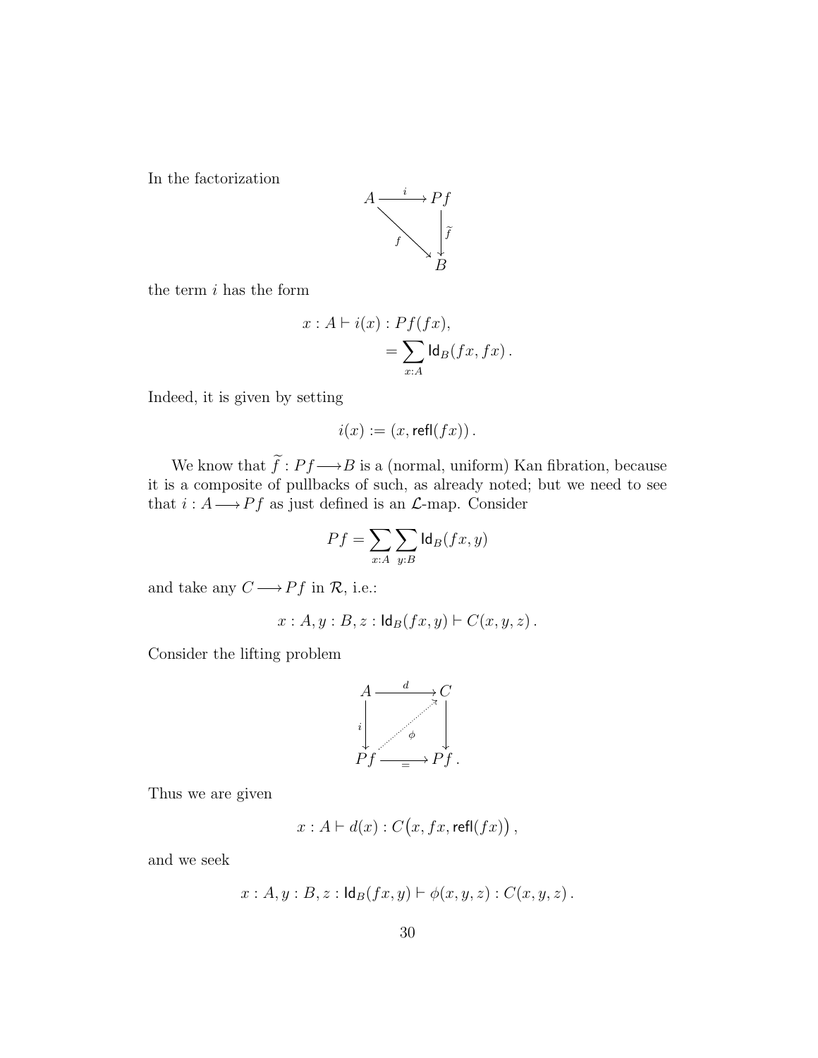In the factorization

$$
\begin{array}{ccc}
A & \xrightarrow{\ i\ } & Pf \\
& {\scriptstyle f}\searrow & \downarrow{\scriptstyle \widetilde{f}} \\
& & B
\end{array}
$$

the term $i$ has the form

$$
\begin{aligned}
x : A \vdash i(x) &: Pf(fx), \\
&= \sum_{x:A} \mathsf{Id}_B(fx, fx) \,.
\end{aligned}
$$

Indeed, it is given by setting

$$
i(x) := (x, \mathsf{refl}(fx)) \,.
$$

We know that $\widetilde{f} : Pf \longrightarrow B$ is a (normal, uniform) Kan fibration, because it is a composite of pullbacks of such, as already noted; but we need to see that $i : A \longrightarrow Pf$ as just defined is an $\mathcal{L}$-map. Consider

$$
Pf = \sum_{x:A} \sum_{y:B} \mathsf{Id}_B(fx, y)
$$

and take any $C \longrightarrow Pf$ in $\mathcal{R}$, i.e.:

$$
x : A, y : B, z : \mathsf{Id}_B(fx, y) \vdash C(x, y, z) \,.
$$

Consider the lifting problem

$$
\begin{array}{ccc}
A & \xrightarrow{\ d\ } & C \\
{\scriptstyle i}\downarrow & \overset{\phi}{\nearrow} & \downarrow \\
Pf & \xrightarrow[=]{} & Pf \,.
\end{array}
$$

Thus we are given

$$
x : A \vdash d(x) : C\big(x, fx, \mathsf{refl}(fx)\big) \,,
$$

and we seek

$$
x : A, y : B, z : \mathsf{Id}_B(fx, y) \vdash \phi(x, y, z) : C(x, y, z) \,.
$$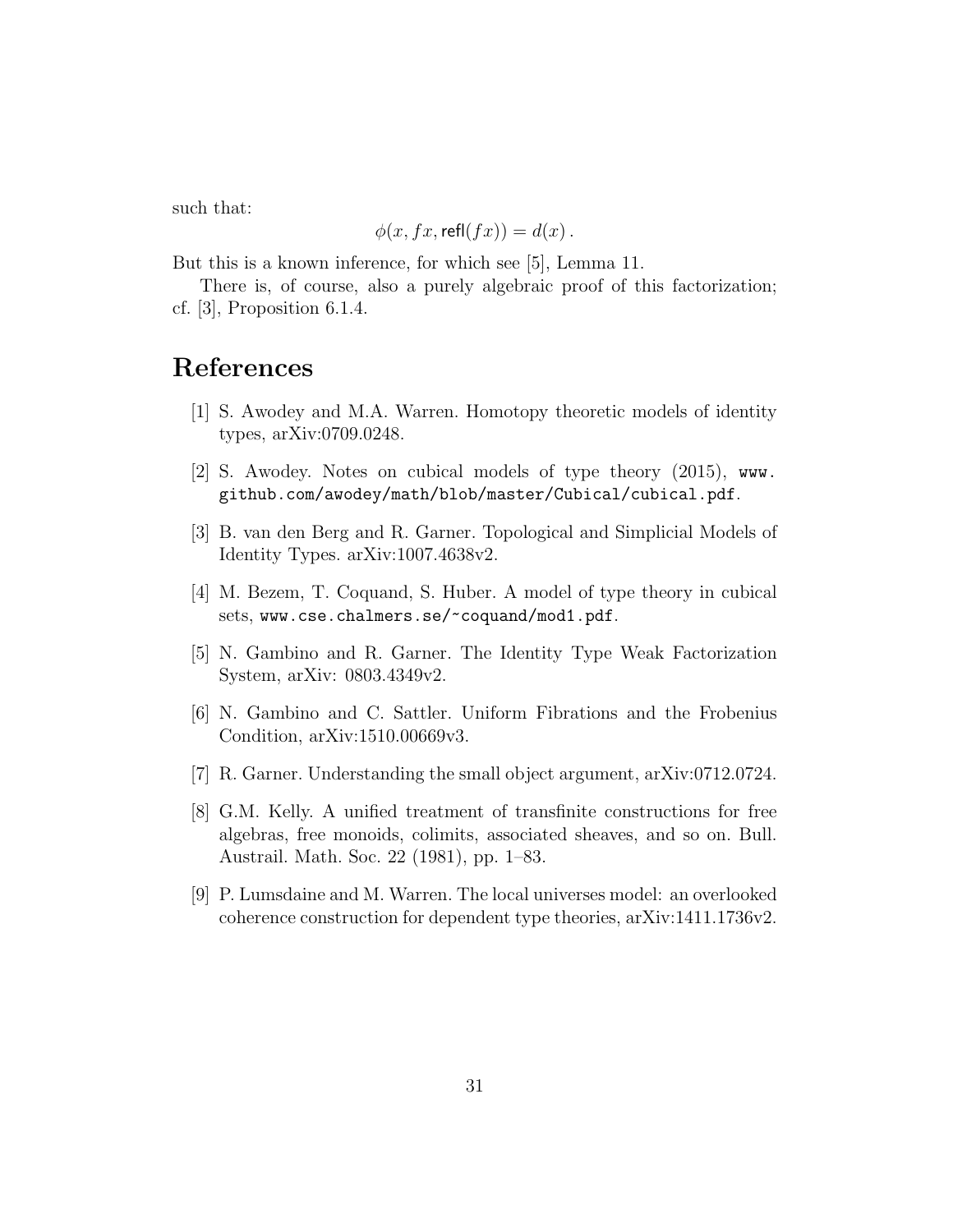such that:

$$\phi(x, fx, \mathsf{refl}(fx)) = d(x)\,.$$

But this is a known inference, for which see [5], Lemma 11.

There is, of course, also a purely algebraic proof of this factorization; cf. [3], Proposition 6.1.4.

# References

[1] S. Awodey and M.A. Warren. Homotopy theoretic models of identity types, arXiv:0709.0248.

[2] S. Awodey. Notes on cubical models of type theory (2015), `www.github.com/awodey/math/blob/master/Cubical/cubical.pdf`.

[3] B. van den Berg and R. Garner. Topological and Simplicial Models of Identity Types. arXiv:1007.4638v2.

[4] M. Bezem, T. Coquand, S. Huber. A model of type theory in cubical sets, `www.cse.chalmers.se/~coquand/mod1.pdf`.

[5] N. Gambino and R. Garner. The Identity Type Weak Factorization System, arXiv: 0803.4349v2.

[6] N. Gambino and C. Sattler. Uniform Fibrations and the Frobenius Condition, arXiv:1510.00669v3.

[7] R. Garner. Understanding the small object argument, arXiv:0712.0724.

[8] G.M. Kelly. A unified treatment of transfinite constructions for free algebras, free monoids, colimits, associated sheaves, and so on. Bull. Austrail. Math. Soc. 22 (1981), pp. 1–83.

[9] P. Lumsdaine and M. Warren. The local universes model: an overlooked coherence construction for dependent type theories, arXiv:1411.1736v2.